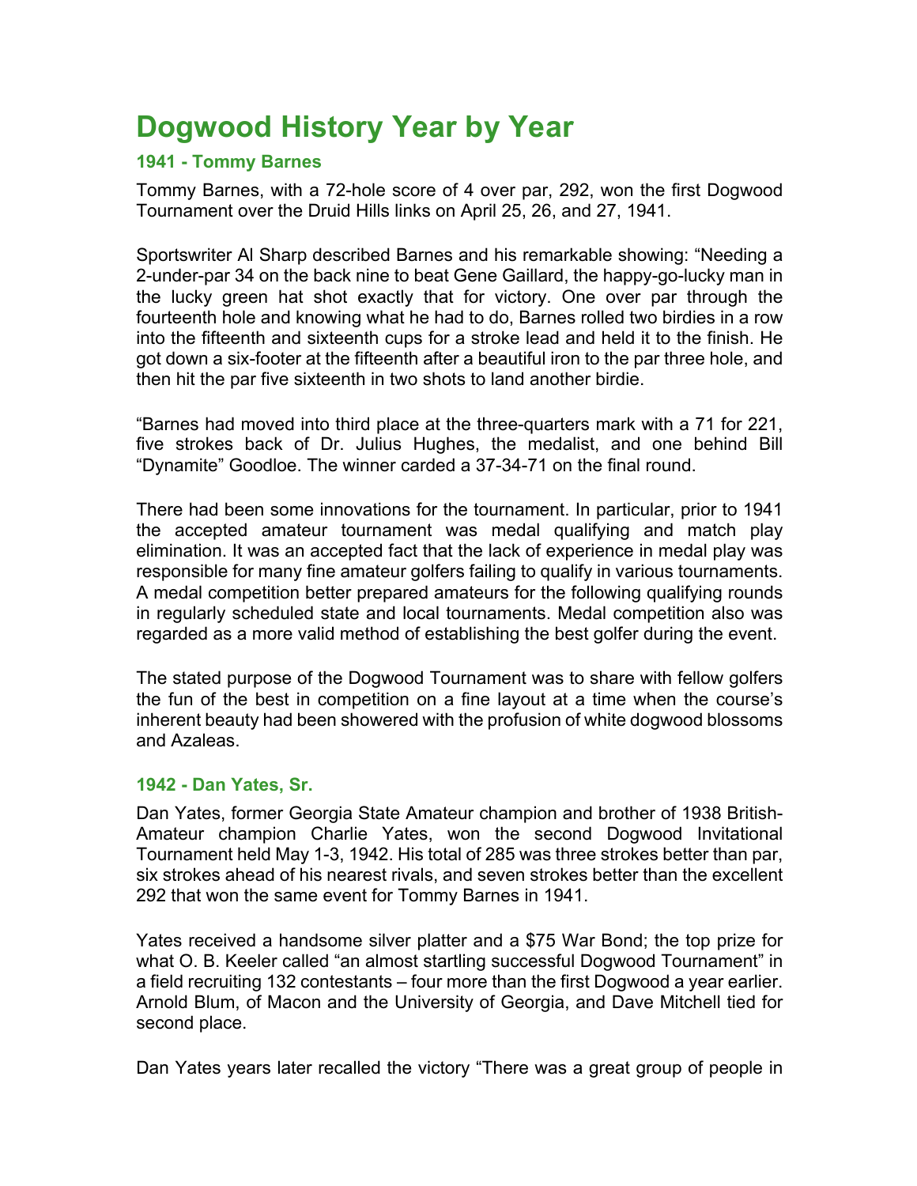# Dogwood History Year by Year

## 1941 - Tommy Barnes

Tommy Barnes, with a 72-hole score of 4 over par, 292, won the first Dogwood Tournament over the Druid Hills links on April 25, 26, and 27, 1941.

Sportswriter Al Sharp described Barnes and his remarkable showing: "Needing a 2-under-par 34 on the back nine to beat Gene Gaillard, the happy-go-lucky man in the lucky green hat shot exactly that for victory. One over par through the fourteenth hole and knowing what he had to do, Barnes rolled two birdies in a row into the fifteenth and sixteenth cups for a stroke lead and held it to the finish. He got down a six-footer at the fifteenth after a beautiful iron to the par three hole, and then hit the par five sixteenth in two shots to land another birdie.

"Barnes had moved into third place at the three-quarters mark with a 71 for 221, five strokes back of Dr. Julius Hughes, the medalist, and one behind Bill "Dynamite" Goodloe. The winner carded a 37-34-71 on the final round.

There had been some innovations for the tournament. In particular, prior to 1941 the accepted amateur tournament was medal qualifying and match play elimination. It was an accepted fact that the lack of experience in medal play was responsible for many fine amateur golfers failing to qualify in various tournaments. A medal competition better prepared amateurs for the following qualifying rounds in regularly scheduled state and local tournaments. Medal competition also was regarded as a more valid method of establishing the best golfer during the event.

The stated purpose of the Dogwood Tournament was to share with fellow golfers the fun of the best in competition on a fine layout at a time when the course's inherent beauty had been showered with the profusion of white dogwood blossoms and Azaleas.

## 1942 - Dan Yates, Sr.

Dan Yates, former Georgia State Amateur champion and brother of 1938 British-Amateur champion Charlie Yates, won the second Dogwood Invitational Tournament held May 1-3, 1942. His total of 285 was three strokes better than par, six strokes ahead of his nearest rivals, and seven strokes better than the excellent 292 that won the same event for Tommy Barnes in 1941.

Yates received a handsome silver platter and a $75 War Bond; the top prize for what O. B. Keeler called "an almost startling successful Dogwood Tournament" in a field recruiting 132 contestants – four more than the first Dogwood a year earlier. Arnold Blum, of Macon and the University of Georgia, and Dave Mitchell tied for second place.

Dan Yates years later recalled the victory "There was a great group of people in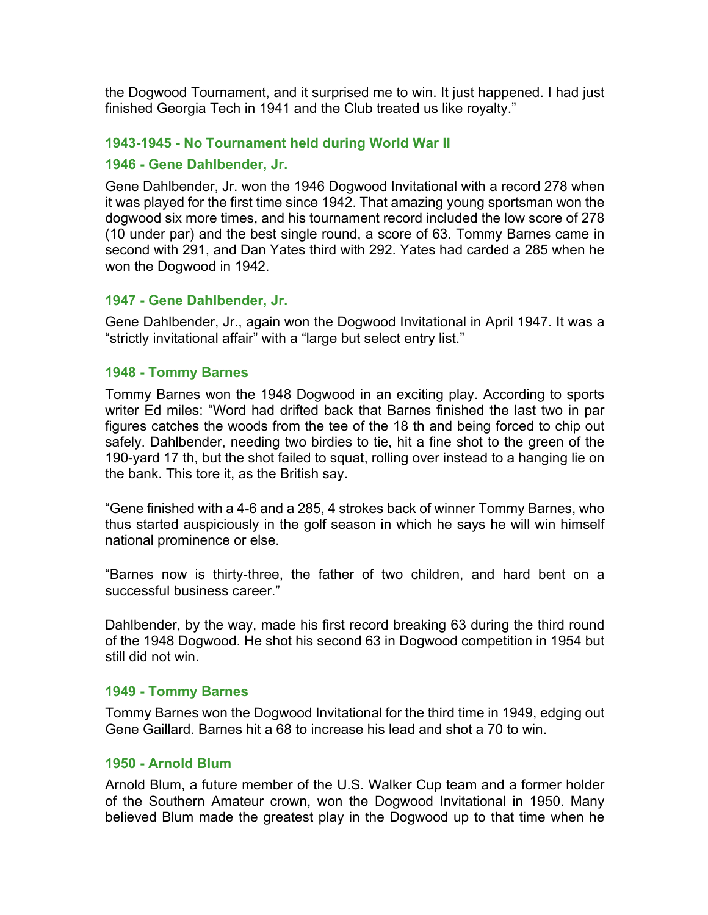the Dogwood Tournament, and it surprised me to win. It just happened. I had just finished Georgia Tech in 1941 and the Club treated us like royalty."

### 1943-1945 - No Tournament held during World War II

### 1946 - Gene Dahlbender, Jr.

Gene Dahlbender, Jr. won the 1946 Dogwood Invitational with a record 278 when it was played for the first time since 1942. That amazing young sportsman won the dogwood six more times, and his tournament record included the low score of 278 (10 under par) and the best single round, a score of 63. Tommy Barnes came in second with 291, and Dan Yates third with 292. Yates had carded a 285 when he won the Dogwood in 1942.

### 1947 - Gene Dahlbender, Jr.

Gene Dahlbender, Jr., again won the Dogwood Invitational in April 1947. It was a "strictly invitational affair" with a "large but select entry list."

### 1948 - Tommy Barnes

Tommy Barnes won the 1948 Dogwood in an exciting play. According to sports writer Ed miles: "Word had drifted back that Barnes finished the last two in par figures catches the woods from the tee of the 18 th and being forced to chip out safely. Dahlbender, needing two birdies to tie, hit a fine shot to the green of the 190-yard 17 th, but the shot failed to squat, rolling over instead to a hanging lie on the bank. This tore it, as the British say.

"Gene finished with a 4-6 and a 285, 4 strokes back of winner Tommy Barnes, who thus started auspiciously in the golf season in which he says he will win himself national prominence or else.

"Barnes now is thirty-three, the father of two children, and hard bent on a successful business career."

Dahlbender, by the way, made his first record breaking 63 during the third round of the 1948 Dogwood. He shot his second 63 in Dogwood competition in 1954 but still did not win.

### 1949 - Tommy Barnes

Tommy Barnes won the Dogwood Invitational for the third time in 1949, edging out Gene Gaillard. Barnes hit a 68 to increase his lead and shot a 70 to win.

### 1950 - Arnold Blum

Arnold Blum, a future member of the U.S. Walker Cup team and a former holder of the Southern Amateur crown, won the Dogwood Invitational in 1950. Many believed Blum made the greatest play in the Dogwood up to that time when he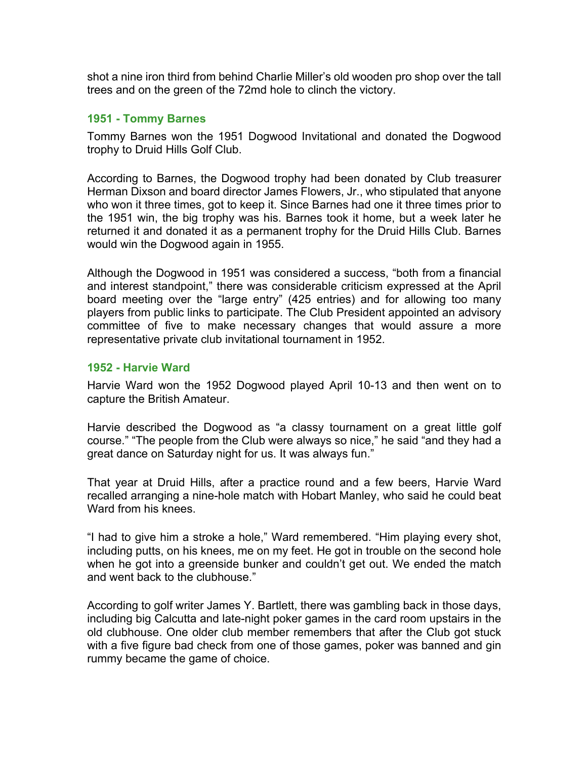shot a nine iron third from behind Charlie Miller's old wooden pro shop over the tall trees and on the green of the 72md hole to clinch the victory.

### 1951 - Tommy Barnes

Tommy Barnes won the 1951 Dogwood Invitational and donated the Dogwood trophy to Druid Hills Golf Club.

According to Barnes, the Dogwood trophy had been donated by Club treasurer Herman Dixson and board director James Flowers, Jr., who stipulated that anyone who won it three times, got to keep it. Since Barnes had one it three times prior to the 1951 win, the big trophy was his. Barnes took it home, but a week later he returned it and donated it as a permanent trophy for the Druid Hills Club. Barnes would win the Dogwood again in 1955.

Although the Dogwood in 1951 was considered a success, "both from a financial and interest standpoint," there was considerable criticism expressed at the April board meeting over the "large entry" (425 entries) and for allowing too many players from public links to participate. The Club President appointed an advisory committee of five to make necessary changes that would assure a more representative private club invitational tournament in 1952.

### 1952 - Harvie Ward

Harvie Ward won the 1952 Dogwood played April 10-13 and then went on to capture the British Amateur.

Harvie described the Dogwood as "a classy tournament on a great little golf course." "The people from the Club were always so nice," he said "and they had a great dance on Saturday night for us. It was always fun."

That year at Druid Hills, after a practice round and a few beers, Harvie Ward recalled arranging a nine-hole match with Hobart Manley, who said he could beat Ward from his knees.

"I had to give him a stroke a hole," Ward remembered. "Him playing every shot, including putts, on his knees, me on my feet. He got in trouble on the second hole when he got into a greenside bunker and couldn't get out. We ended the match and went back to the clubhouse."

According to golf writer James Y. Bartlett, there was gambling back in those days, including big Calcutta and late-night poker games in the card room upstairs in the old clubhouse. One older club member remembers that after the Club got stuck with a five figure bad check from one of those games, poker was banned and gin rummy became the game of choice.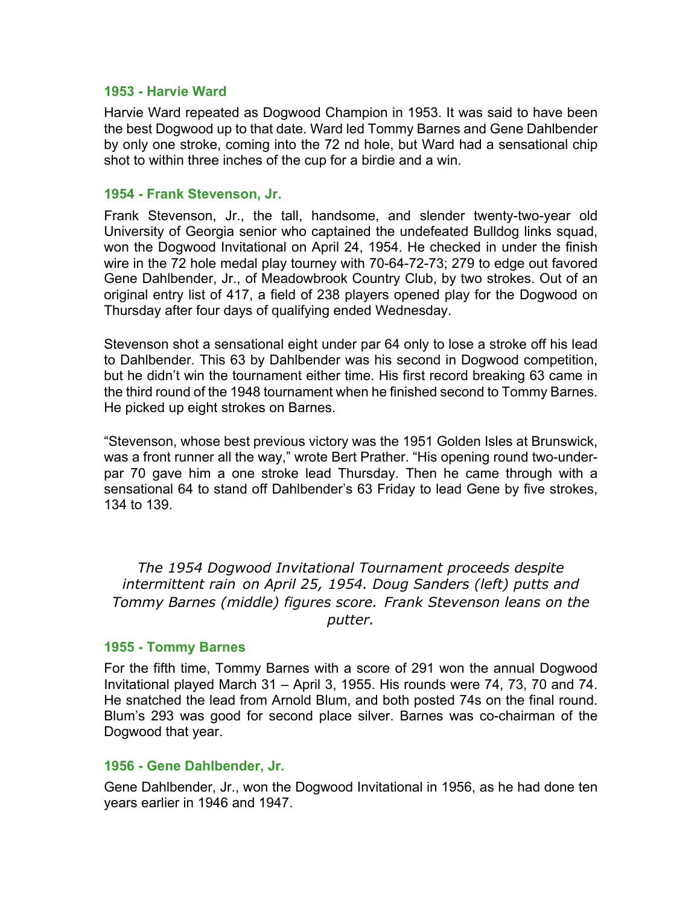### 1953 - Harvie Ward

Harvie Ward repeated as Dogwood Champion in 1953. It was said to have been the best Dogwood up to that date. Ward led Tommy Barnes and Gene Dahlbender by only one stroke, coming into the 72 nd hole, but Ward had a sensational chip shot to within three inches of the cup for a birdie and a win.

### 1954 - Frank Stevenson, Jr.

Frank Stevenson, Jr., the tall, handsome, and slender twenty-two-year old University of Georgia senior who captained the undefeated Bulldog links squad, won the Dogwood Invitational on April 24, 1954. He checked in under the finish wire in the 72 hole medal play tourney with 70-64-72-73; 279 to edge out favored Gene Dahlbender, Jr., of Meadowbrook Country Club, by two strokes. Out of an original entry list of 417, a field of 238 players opened play for the Dogwood on Thursday after four days of qualifying ended Wednesday.

Stevenson shot a sensational eight under par 64 only to lose a stroke off his lead to Dahlbender. This 63 by Dahlbender was his second in Dogwood competition, but he didn't win the tournament either time. His first record breaking 63 came in the third round of the 1948 tournament when he finished second to Tommy Barnes. He picked up eight strokes on Barnes.

"Stevenson, whose best previous victory was the 1951 Golden Isles at Brunswick, was a front runner all the way," wrote Bert Prather. "His opening round two-under-par 70 gave him a one stroke lead Thursday. Then he came through with a sensational 64 to stand off Dahlbender's 63 Friday to lead Gene by five strokes, 134 to 139.

*The 1954 Dogwood Invitational Tournament proceeds despite intermittent rain on April 25, 1954. Doug Sanders (left) putts and Tommy Barnes (middle) figures score. Frank Stevenson leans on the putter.*

### 1955 - Tommy Barnes

For the fifth time, Tommy Barnes with a score of 291 won the annual Dogwood Invitational played March 31 – April 3, 1955. His rounds were 74, 73, 70 and 74. He snatched the lead from Arnold Blum, and both posted 74s on the final round. Blum's 293 was good for second place silver. Barnes was co-chairman of the Dogwood that year.

### 1956 - Gene Dahlbender, Jr.

Gene Dahlbender, Jr., won the Dogwood Invitational in 1956, as he had done ten years earlier in 1946 and 1947.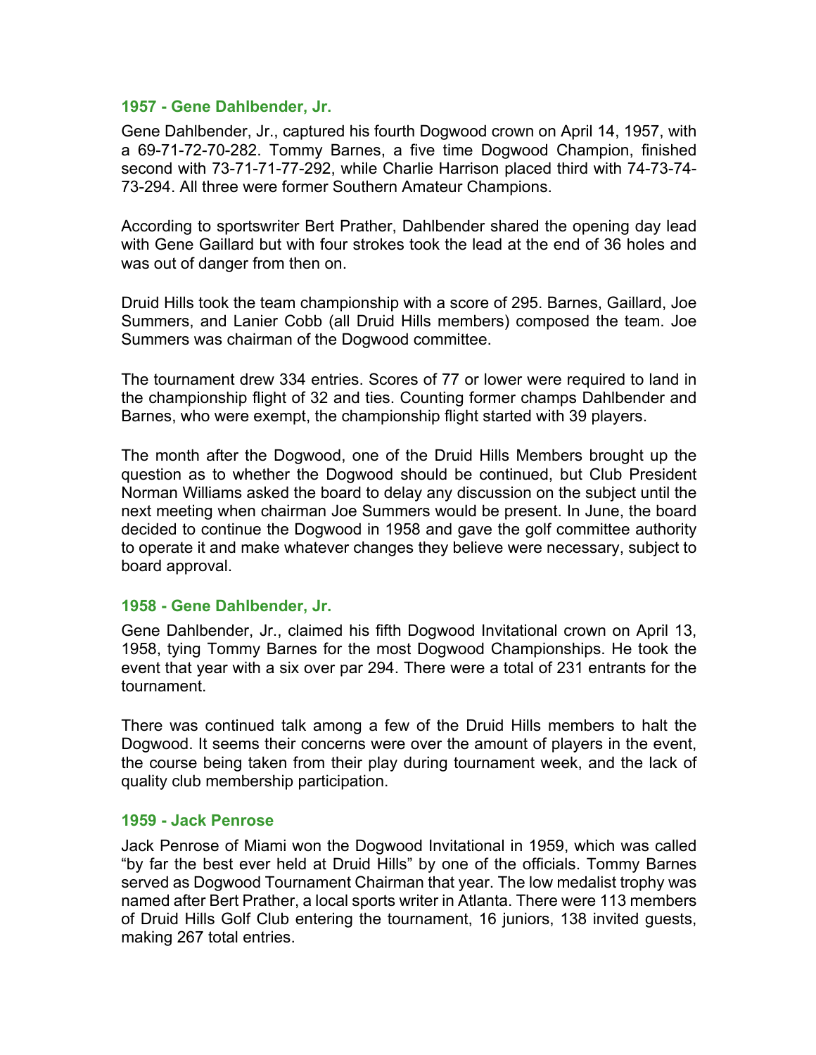### 1957 - Gene Dahlbender, Jr.

Gene Dahlbender, Jr., captured his fourth Dogwood crown on April 14, 1957, with a 69-71-72-70-282. Tommy Barnes, a five time Dogwood Champion, finished second with 73-71-71-77-292, while Charlie Harrison placed third with 74-73-74-73-294. All three were former Southern Amateur Champions.

According to sportswriter Bert Prather, Dahlbender shared the opening day lead with Gene Gaillard but with four strokes took the lead at the end of 36 holes and was out of danger from then on.

Druid Hills took the team championship with a score of 295. Barnes, Gaillard, Joe Summers, and Lanier Cobb (all Druid Hills members) composed the team. Joe Summers was chairman of the Dogwood committee.

The tournament drew 334 entries. Scores of 77 or lower were required to land in the championship flight of 32 and ties. Counting former champs Dahlbender and Barnes, who were exempt, the championship flight started with 39 players.

The month after the Dogwood, one of the Druid Hills Members brought up the question as to whether the Dogwood should be continued, but Club President Norman Williams asked the board to delay any discussion on the subject until the next meeting when chairman Joe Summers would be present. In June, the board decided to continue the Dogwood in 1958 and gave the golf committee authority to operate it and make whatever changes they believe were necessary, subject to board approval.

### 1958 - Gene Dahlbender, Jr.

Gene Dahlbender, Jr., claimed his fifth Dogwood Invitational crown on April 13, 1958, tying Tommy Barnes for the most Dogwood Championships. He took the event that year with a six over par 294. There were a total of 231 entrants for the tournament.

There was continued talk among a few of the Druid Hills members to halt the Dogwood. It seems their concerns were over the amount of players in the event, the course being taken from their play during tournament week, and the lack of quality club membership participation.

### 1959 - Jack Penrose

Jack Penrose of Miami won the Dogwood Invitational in 1959, which was called "by far the best ever held at Druid Hills" by one of the officials. Tommy Barnes served as Dogwood Tournament Chairman that year. The low medalist trophy was named after Bert Prather, a local sports writer in Atlanta. There were 113 members of Druid Hills Golf Club entering the tournament, 16 juniors, 138 invited guests, making 267 total entries.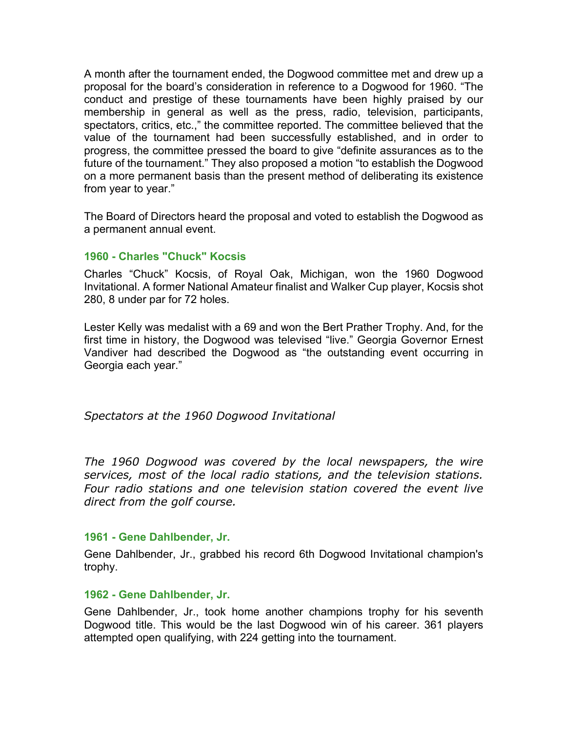A month after the tournament ended, the Dogwood committee met and drew up a proposal for the board's consideration in reference to a Dogwood for 1960. "The conduct and prestige of these tournaments have been highly praised by our membership in general as well as the press, radio, television, participants, spectators, critics, etc.," the committee reported. The committee believed that the value of the tournament had been successfully established, and in order to progress, the committee pressed the board to give "definite assurances as to the future of the tournament." They also proposed a motion "to establish the Dogwood on a more permanent basis than the present method of deliberating its existence from year to year."

The Board of Directors heard the proposal and voted to establish the Dogwood as a permanent annual event.

### 1960 - Charles "Chuck" Kocsis

Charles "Chuck" Kocsis, of Royal Oak, Michigan, won the 1960 Dogwood Invitational. A former National Amateur finalist and Walker Cup player, Kocsis shot 280, 8 under par for 72 holes.

Lester Kelly was medalist with a 69 and won the Bert Prather Trophy. And, for the first time in history, the Dogwood was televised "live." Georgia Governor Ernest Vandiver had described the Dogwood as "the outstanding event occurring in Georgia each year."

*Spectators at the 1960 Dogwood Invitational*

*The 1960 Dogwood was covered by the local newspapers, the wire services, most of the local radio stations, and the television stations. Four radio stations and one television station covered the event live direct from the golf course.*

### 1961 - Gene Dahlbender, Jr.

Gene Dahlbender, Jr., grabbed his record 6th Dogwood Invitational champion's trophy.

### 1962 - Gene Dahlbender, Jr.

Gene Dahlbender, Jr., took home another champions trophy for his seventh Dogwood title. This would be the last Dogwood win of his career. 361 players attempted open qualifying, with 224 getting into the tournament.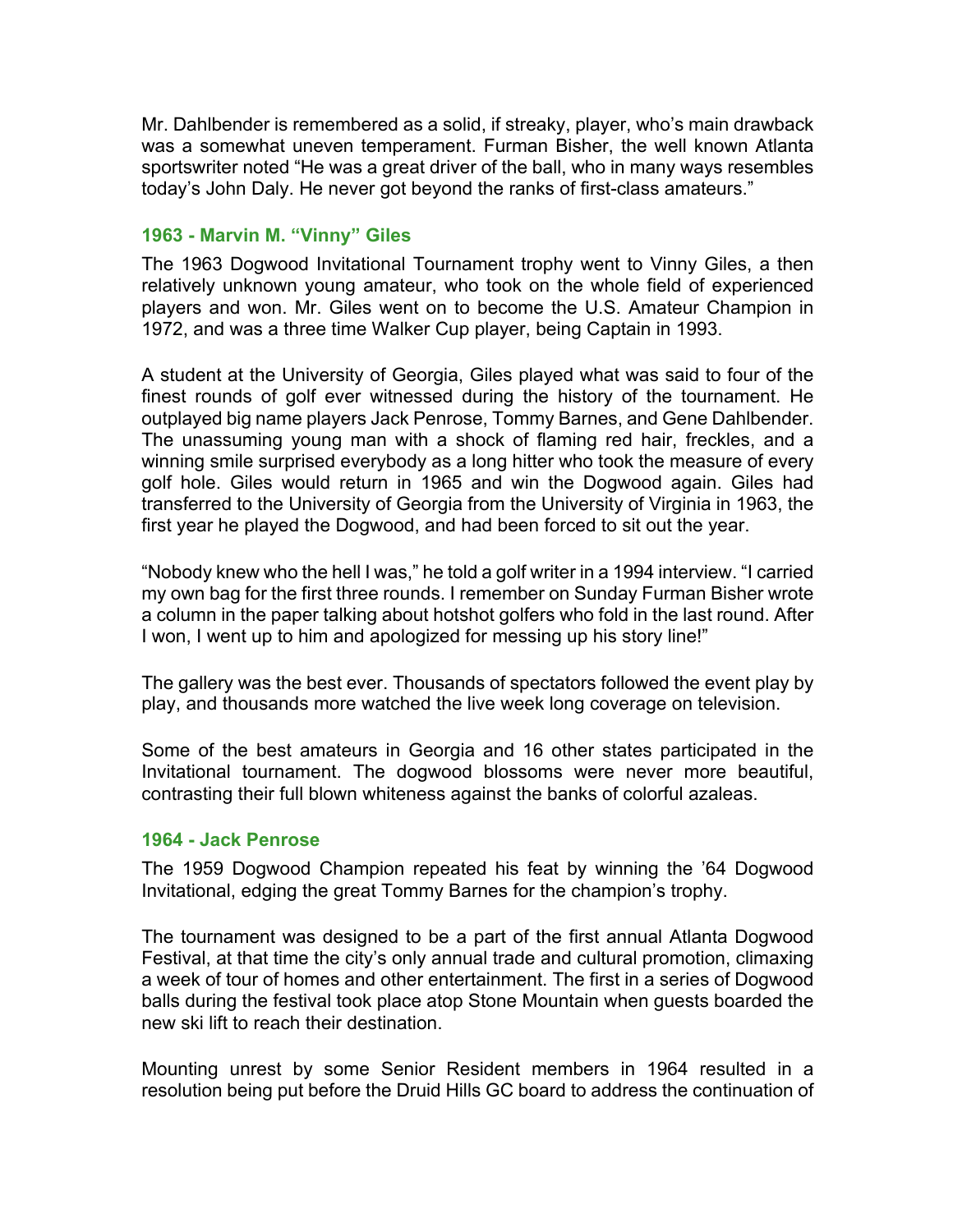Mr. Dahlbender is remembered as a solid, if streaky, player, who's main drawback was a somewhat uneven temperament. Furman Bisher, the well known Atlanta sportswriter noted "He was a great driver of the ball, who in many ways resembles today's John Daly. He never got beyond the ranks of first-class amateurs."

### 1963 - Marvin M. "Vinny" Giles

The 1963 Dogwood Invitational Tournament trophy went to Vinny Giles, a then relatively unknown young amateur, who took on the whole field of experienced players and won. Mr. Giles went on to become the U.S. Amateur Champion in 1972, and was a three time Walker Cup player, being Captain in 1993.

A student at the University of Georgia, Giles played what was said to four of the finest rounds of golf ever witnessed during the history of the tournament. He outplayed big name players Jack Penrose, Tommy Barnes, and Gene Dahlbender. The unassuming young man with a shock of flaming red hair, freckles, and a winning smile surprised everybody as a long hitter who took the measure of every golf hole. Giles would return in 1965 and win the Dogwood again. Giles had transferred to the University of Georgia from the University of Virginia in 1963, the first year he played the Dogwood, and had been forced to sit out the year.

"Nobody knew who the hell I was," he told a golf writer in a 1994 interview. "I carried my own bag for the first three rounds. I remember on Sunday Furman Bisher wrote a column in the paper talking about hotshot golfers who fold in the last round. After I won, I went up to him and apologized for messing up his story line!"

The gallery was the best ever. Thousands of spectators followed the event play by play, and thousands more watched the live week long coverage on television.

Some of the best amateurs in Georgia and 16 other states participated in the Invitational tournament. The dogwood blossoms were never more beautiful, contrasting their full blown whiteness against the banks of colorful azaleas.

### 1964 - Jack Penrose

The 1959 Dogwood Champion repeated his feat by winning the '64 Dogwood Invitational, edging the great Tommy Barnes for the champion's trophy.

The tournament was designed to be a part of the first annual Atlanta Dogwood Festival, at that time the city's only annual trade and cultural promotion, climaxing a week of tour of homes and other entertainment. The first in a series of Dogwood balls during the festival took place atop Stone Mountain when guests boarded the new ski lift to reach their destination.

Mounting unrest by some Senior Resident members in 1964 resulted in a resolution being put before the Druid Hills GC board to address the continuation of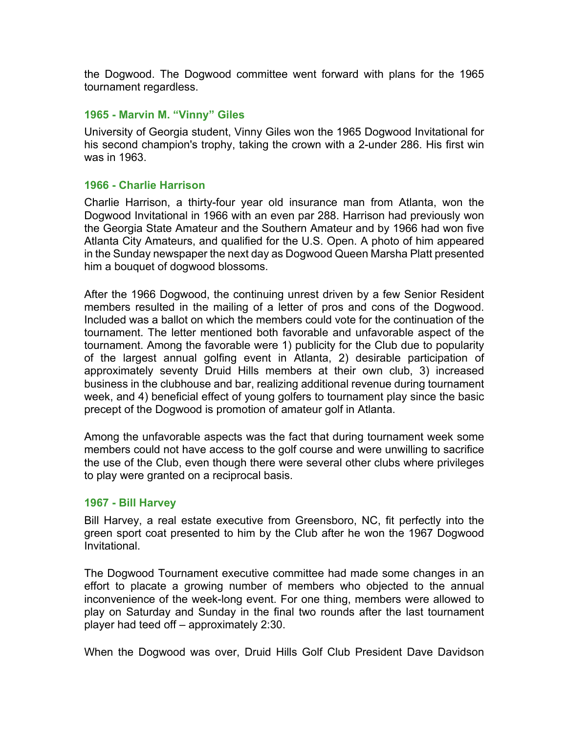the Dogwood. The Dogwood committee went forward with plans for the 1965 tournament regardless.

### 1965 - Marvin M. "Vinny" Giles

University of Georgia student, Vinny Giles won the 1965 Dogwood Invitational for his second champion's trophy, taking the crown with a 2-under 286. His first win was in 1963.

### 1966 - Charlie Harrison

Charlie Harrison, a thirty-four year old insurance man from Atlanta, won the Dogwood Invitational in 1966 with an even par 288. Harrison had previously won the Georgia State Amateur and the Southern Amateur and by 1966 had won five Atlanta City Amateurs, and qualified for the U.S. Open. A photo of him appeared in the Sunday newspaper the next day as Dogwood Queen Marsha Platt presented him a bouquet of dogwood blossoms.

After the 1966 Dogwood, the continuing unrest driven by a few Senior Resident members resulted in the mailing of a letter of pros and cons of the Dogwood. Included was a ballot on which the members could vote for the continuation of the tournament. The letter mentioned both favorable and unfavorable aspect of the tournament. Among the favorable were 1) publicity for the Club due to popularity of the largest annual golfing event in Atlanta, 2) desirable participation of approximately seventy Druid Hills members at their own club, 3) increased business in the clubhouse and bar, realizing additional revenue during tournament week, and 4) beneficial effect of young golfers to tournament play since the basic precept of the Dogwood is promotion of amateur golf in Atlanta.

Among the unfavorable aspects was the fact that during tournament week some members could not have access to the golf course and were unwilling to sacrifice the use of the Club, even though there were several other clubs where privileges to play were granted on a reciprocal basis.

### 1967 - Bill Harvey

Bill Harvey, a real estate executive from Greensboro, NC, fit perfectly into the green sport coat presented to him by the Club after he won the 1967 Dogwood Invitational.

The Dogwood Tournament executive committee had made some changes in an effort to placate a growing number of members who objected to the annual inconvenience of the week-long event. For one thing, members were allowed to play on Saturday and Sunday in the final two rounds after the last tournament player had teed off – approximately 2:30.

When the Dogwood was over, Druid Hills Golf Club President Dave Davidson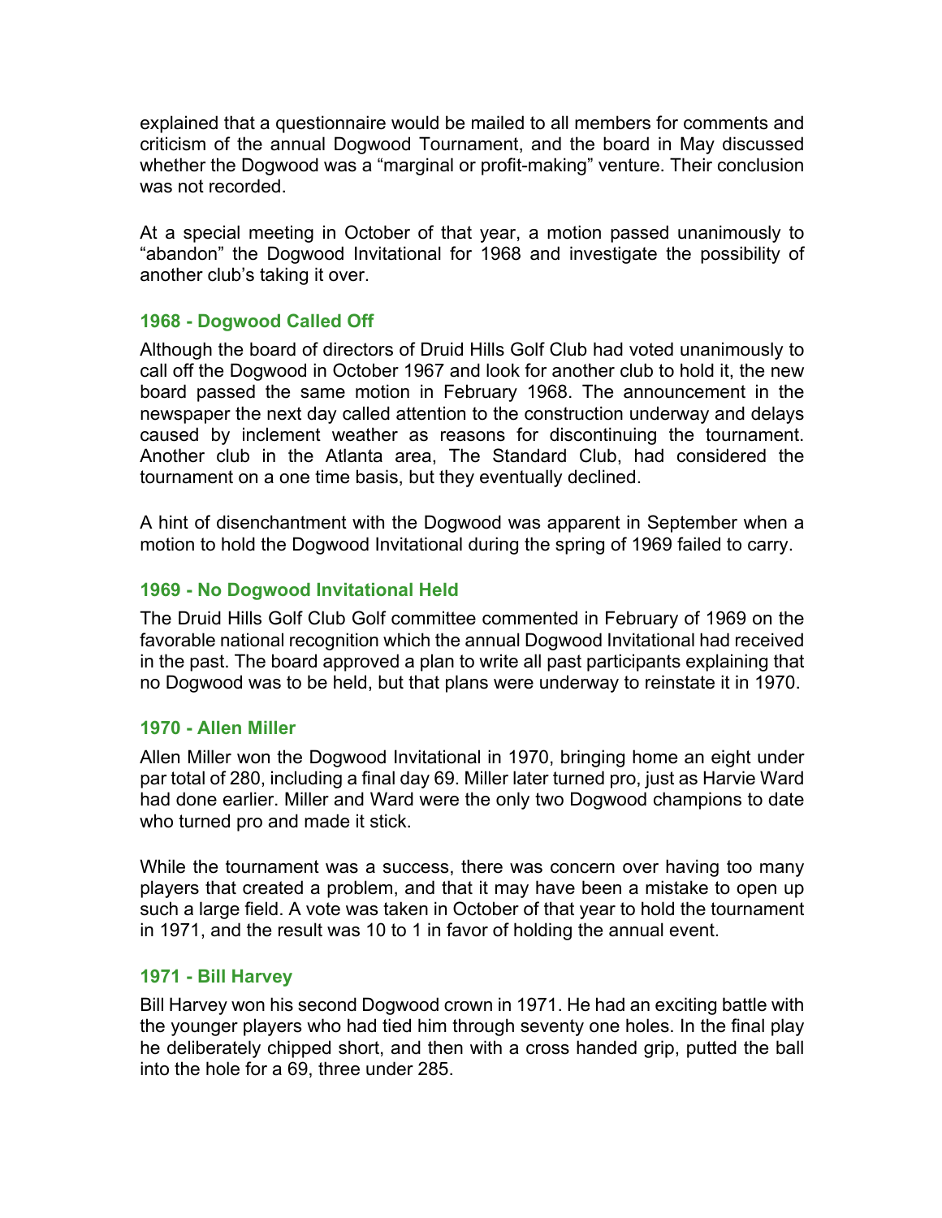explained that a questionnaire would be mailed to all members for comments and criticism of the annual Dogwood Tournament, and the board in May discussed whether the Dogwood was a "marginal or profit-making" venture. Their conclusion was not recorded.

At a special meeting in October of that year, a motion passed unanimously to "abandon" the Dogwood Invitational for 1968 and investigate the possibility of another club's taking it over.

### 1968 - Dogwood Called Off

Although the board of directors of Druid Hills Golf Club had voted unanimously to call off the Dogwood in October 1967 and look for another club to hold it, the new board passed the same motion in February 1968. The announcement in the newspaper the next day called attention to the construction underway and delays caused by inclement weather as reasons for discontinuing the tournament. Another club in the Atlanta area, The Standard Club, had considered the tournament on a one time basis, but they eventually declined.

A hint of disenchantment with the Dogwood was apparent in September when a motion to hold the Dogwood Invitational during the spring of 1969 failed to carry.

### 1969 - No Dogwood Invitational Held

The Druid Hills Golf Club Golf committee commented in February of 1969 on the favorable national recognition which the annual Dogwood Invitational had received in the past. The board approved a plan to write all past participants explaining that no Dogwood was to be held, but that plans were underway to reinstate it in 1970.

### 1970 - Allen Miller

Allen Miller won the Dogwood Invitational in 1970, bringing home an eight under par total of 280, including a final day 69. Miller later turned pro, just as Harvie Ward had done earlier. Miller and Ward were the only two Dogwood champions to date who turned pro and made it stick.

While the tournament was a success, there was concern over having too many players that created a problem, and that it may have been a mistake to open up such a large field. A vote was taken in October of that year to hold the tournament in 1971, and the result was 10 to 1 in favor of holding the annual event.

### 1971 - Bill Harvey

Bill Harvey won his second Dogwood crown in 1971. He had an exciting battle with the younger players who had tied him through seventy one holes. In the final play he deliberately chipped short, and then with a cross handed grip, putted the ball into the hole for a 69, three under 285.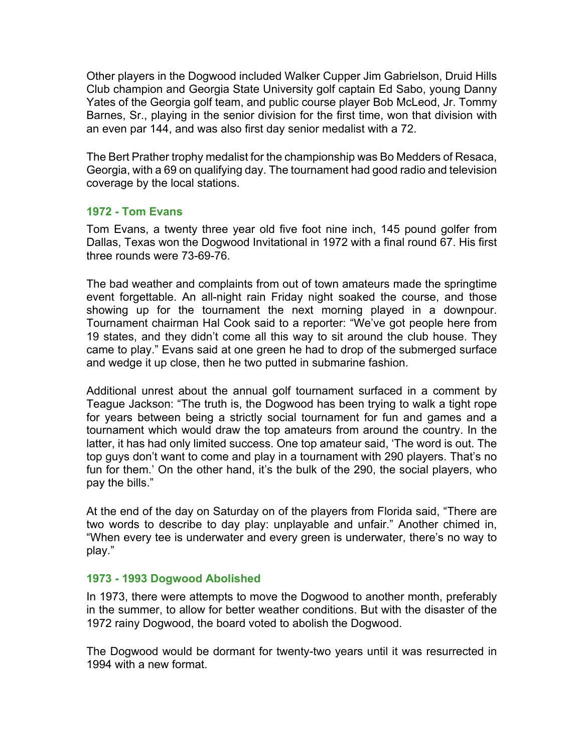Other players in the Dogwood included Walker Cupper Jim Gabrielson, Druid Hills Club champion and Georgia State University golf captain Ed Sabo, young Danny Yates of the Georgia golf team, and public course player Bob McLeod, Jr. Tommy Barnes, Sr., playing in the senior division for the first time, won that division with an even par 144, and was also first day senior medalist with a 72.

The Bert Prather trophy medalist for the championship was Bo Medders of Resaca, Georgia, with a 69 on qualifying day. The tournament had good radio and television coverage by the local stations.

### 1972 - Tom Evans

Tom Evans, a twenty three year old five foot nine inch, 145 pound golfer from Dallas, Texas won the Dogwood Invitational in 1972 with a final round 67. His first three rounds were 73-69-76.

The bad weather and complaints from out of town amateurs made the springtime event forgettable. An all-night rain Friday night soaked the course, and those showing up for the tournament the next morning played in a downpour. Tournament chairman Hal Cook said to a reporter: "We've got people here from 19 states, and they didn't come all this way to sit around the club house. They came to play." Evans said at one green he had to drop of the submerged surface and wedge it up close, then he two putted in submarine fashion.

Additional unrest about the annual golf tournament surfaced in a comment by Teague Jackson: "The truth is, the Dogwood has been trying to walk a tight rope for years between being a strictly social tournament for fun and games and a tournament which would draw the top amateurs from around the country. In the latter, it has had only limited success. One top amateur said, 'The word is out. The top guys don't want to come and play in a tournament with 290 players. That's no fun for them.' On the other hand, it's the bulk of the 290, the social players, who pay the bills."

At the end of the day on Saturday on of the players from Florida said, "There are two words to describe to day play: unplayable and unfair." Another chimed in, "When every tee is underwater and every green is underwater, there's no way to play."

### 1973 - 1993 Dogwood Abolished

In 1973, there were attempts to move the Dogwood to another month, preferably in the summer, to allow for better weather conditions. But with the disaster of the 1972 rainy Dogwood, the board voted to abolish the Dogwood.

The Dogwood would be dormant for twenty-two years until it was resurrected in 1994 with a new format.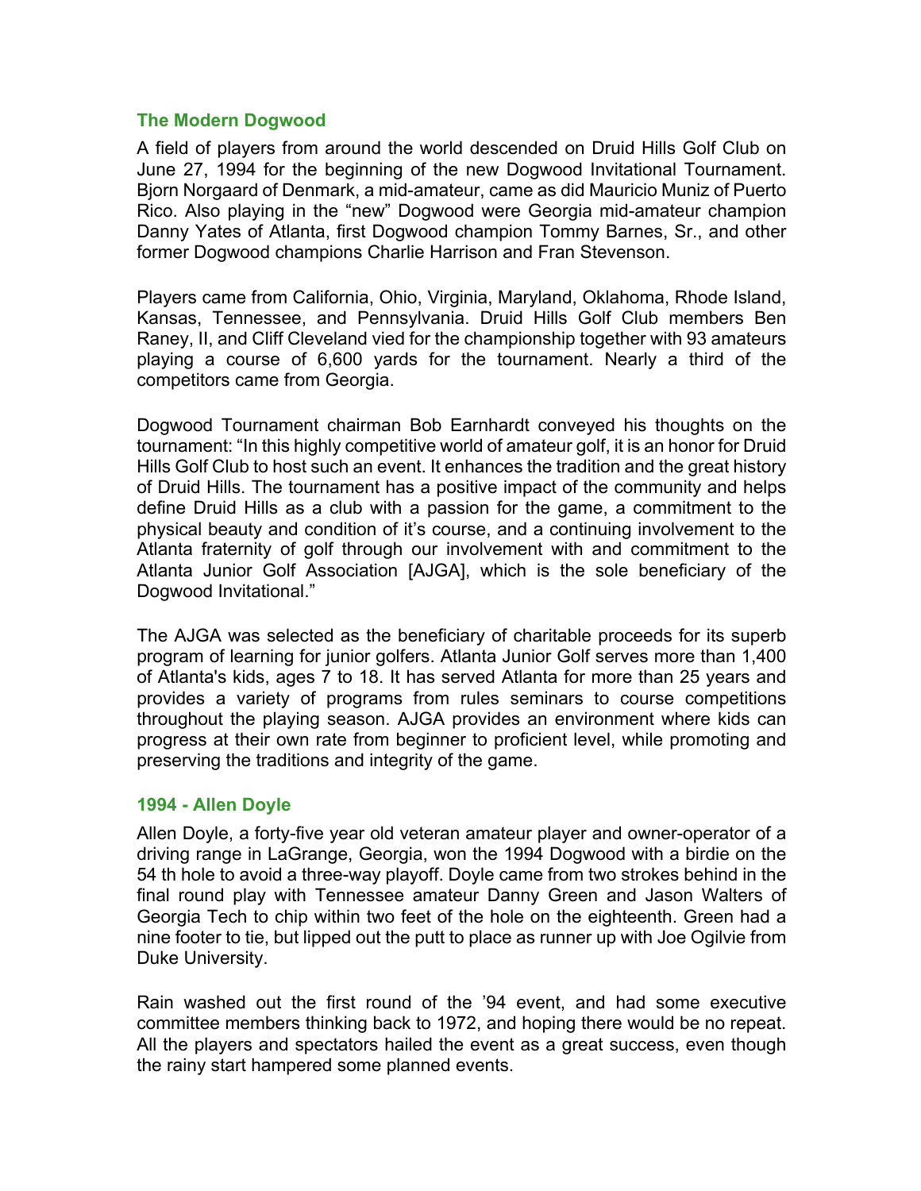## The Modern Dogwood

A field of players from around the world descended on Druid Hills Golf Club on June 27, 1994 for the beginning of the new Dogwood Invitational Tournament. Bjorn Norgaard of Denmark, a mid-amateur, came as did Mauricio Muniz of Puerto Rico. Also playing in the "new" Dogwood were Georgia mid-amateur champion Danny Yates of Atlanta, first Dogwood champion Tommy Barnes, Sr., and other former Dogwood champions Charlie Harrison and Fran Stevenson.

Players came from California, Ohio, Virginia, Maryland, Oklahoma, Rhode Island, Kansas, Tennessee, and Pennsylvania. Druid Hills Golf Club members Ben Raney, II, and Cliff Cleveland vied for the championship together with 93 amateurs playing a course of 6,600 yards for the tournament. Nearly a third of the competitors came from Georgia.

Dogwood Tournament chairman Bob Earnhardt conveyed his thoughts on the tournament: "In this highly competitive world of amateur golf, it is an honor for Druid Hills Golf Club to host such an event. It enhances the tradition and the great history of Druid Hills. The tournament has a positive impact of the community and helps define Druid Hills as a club with a passion for the game, a commitment to the physical beauty and condition of it's course, and a continuing involvement to the Atlanta fraternity of golf through our involvement with and commitment to the Atlanta Junior Golf Association [AJGA], which is the sole beneficiary of the Dogwood Invitational."

The AJGA was selected as the beneficiary of charitable proceeds for its superb program of learning for junior golfers. Atlanta Junior Golf serves more than 1,400 of Atlanta's kids, ages 7 to 18. It has served Atlanta for more than 25 years and provides a variety of programs from rules seminars to course competitions throughout the playing season. AJGA provides an environment where kids can progress at their own rate from beginner to proficient level, while promoting and preserving the traditions and integrity of the game.

## 1994 - Allen Doyle

Allen Doyle, a forty-five year old veteran amateur player and owner-operator of a driving range in LaGrange, Georgia, won the 1994 Dogwood with a birdie on the 54 th hole to avoid a three-way playoff. Doyle came from two strokes behind in the final round play with Tennessee amateur Danny Green and Jason Walters of Georgia Tech to chip within two feet of the hole on the eighteenth. Green had a nine footer to tie, but lipped out the putt to place as runner up with Joe Ogilvie from Duke University.

Rain washed out the first round of the '94 event, and had some executive committee members thinking back to 1972, and hoping there would be no repeat. All the players and spectators hailed the event as a great success, even though the rainy start hampered some planned events.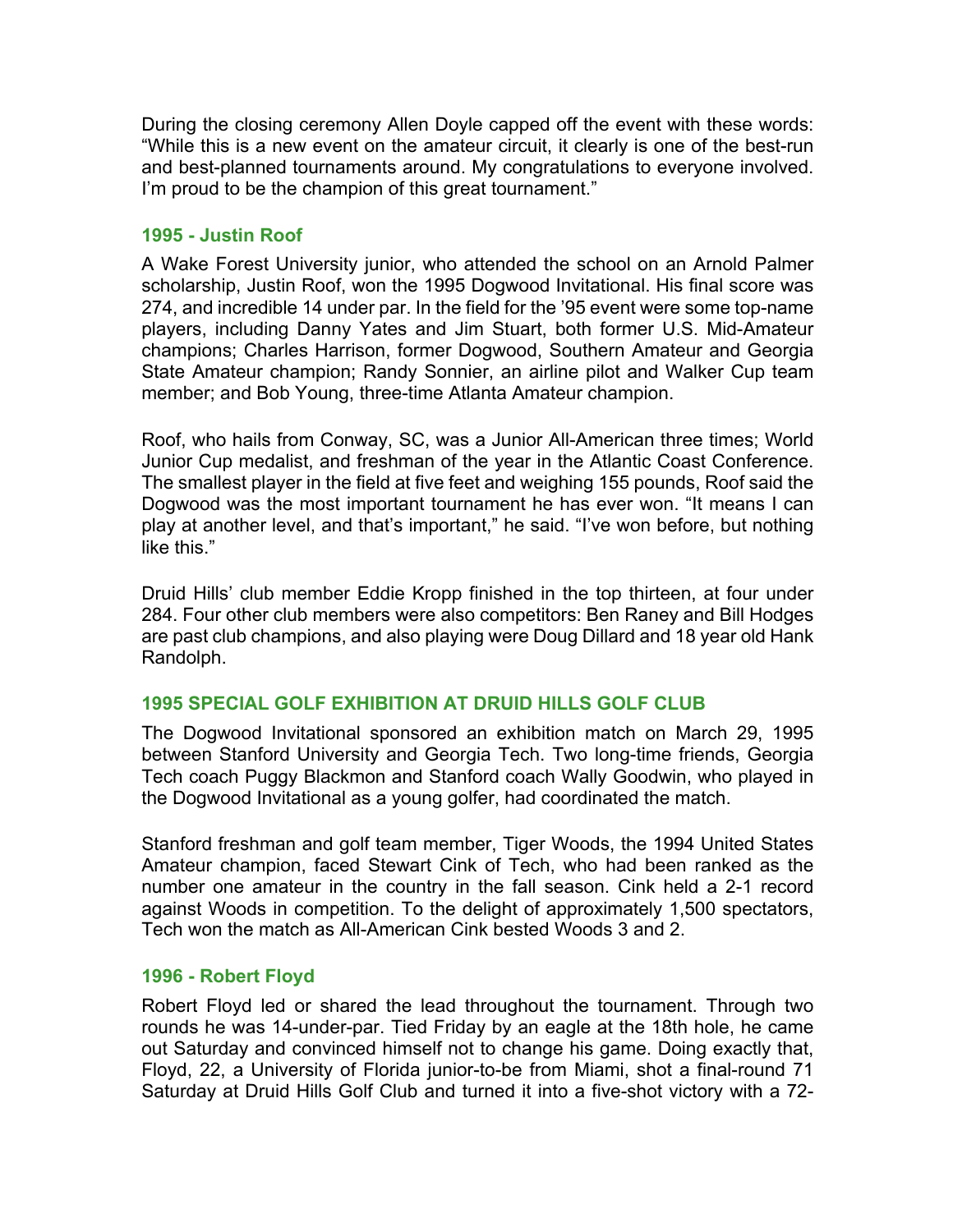During the closing ceremony Allen Doyle capped off the event with these words: "While this is a new event on the amateur circuit, it clearly is one of the best-run and best-planned tournaments around. My congratulations to everyone involved. I'm proud to be the champion of this great tournament."

### 1995 - Justin Roof

A Wake Forest University junior, who attended the school on an Arnold Palmer scholarship, Justin Roof, won the 1995 Dogwood Invitational. His final score was 274, and incredible 14 under par. In the field for the '95 event were some top-name players, including Danny Yates and Jim Stuart, both former U.S. Mid-Amateur champions; Charles Harrison, former Dogwood, Southern Amateur and Georgia State Amateur champion; Randy Sonnier, an airline pilot and Walker Cup team member; and Bob Young, three-time Atlanta Amateur champion.

Roof, who hails from Conway, SC, was a Junior All-American three times; World Junior Cup medalist, and freshman of the year in the Atlantic Coast Conference. The smallest player in the field at five feet and weighing 155 pounds, Roof said the Dogwood was the most important tournament he has ever won. "It means I can play at another level, and that's important," he said. "I've won before, but nothing like this."

Druid Hills' club member Eddie Kropp finished in the top thirteen, at four under 284. Four other club members were also competitors: Ben Raney and Bill Hodges are past club champions, and also playing were Doug Dillard and 18 year old Hank Randolph.

### 1995 SPECIAL GOLF EXHIBITION AT DRUID HILLS GOLF CLUB

The Dogwood Invitational sponsored an exhibition match on March 29, 1995 between Stanford University and Georgia Tech. Two long-time friends, Georgia Tech coach Puggy Blackmon and Stanford coach Wally Goodwin, who played in the Dogwood Invitational as a young golfer, had coordinated the match.

Stanford freshman and golf team member, Tiger Woods, the 1994 United States Amateur champion, faced Stewart Cink of Tech, who had been ranked as the number one amateur in the country in the fall season. Cink held a 2-1 record against Woods in competition. To the delight of approximately 1,500 spectators, Tech won the match as All-American Cink bested Woods 3 and 2.

### 1996 - Robert Floyd

Robert Floyd led or shared the lead throughout the tournament. Through two rounds he was 14-under-par. Tied Friday by an eagle at the 18th hole, he came out Saturday and convinced himself not to change his game. Doing exactly that, Floyd, 22, a University of Florida junior-to-be from Miami, shot a final-round 71 Saturday at Druid Hills Golf Club and turned it into a five-shot victory with a 72-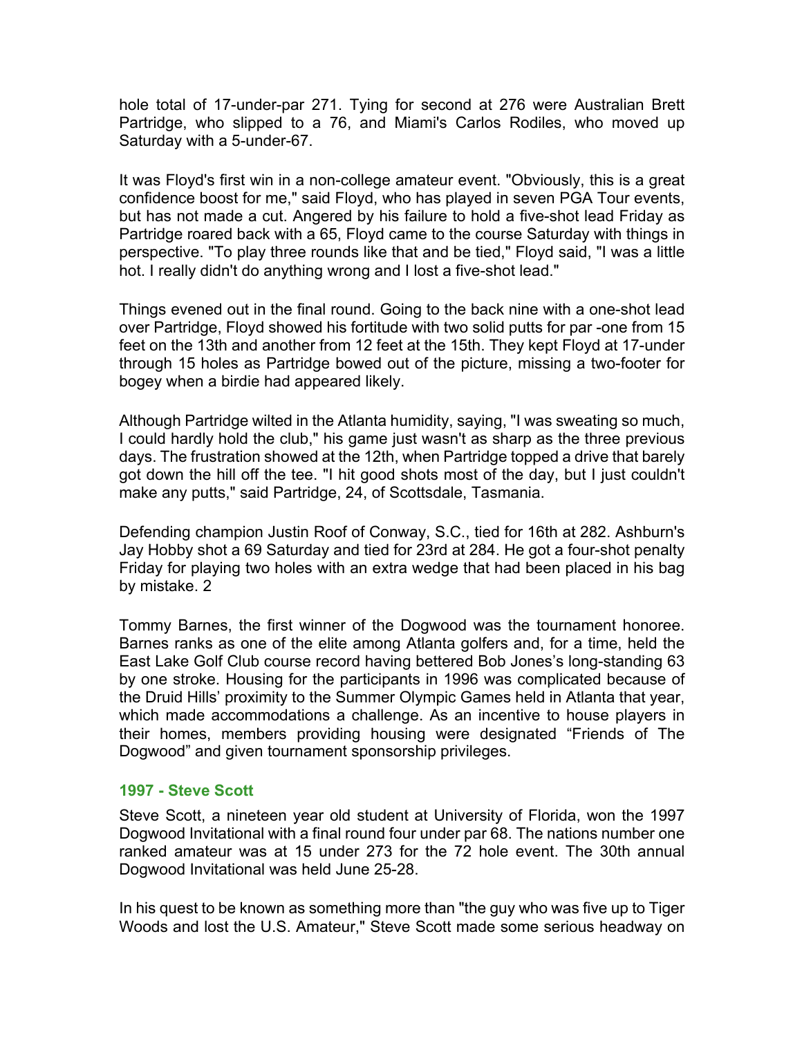hole total of 17-under-par 271. Tying for second at 276 were Australian Brett Partridge, who slipped to a 76, and Miami's Carlos Rodiles, who moved up Saturday with a 5-under-67.

It was Floyd's first win in a non-college amateur event. "Obviously, this is a great confidence boost for me," said Floyd, who has played in seven PGA Tour events, but has not made a cut. Angered by his failure to hold a five-shot lead Friday as Partridge roared back with a 65, Floyd came to the course Saturday with things in perspective. "To play three rounds like that and be tied," Floyd said, "I was a little hot. I really didn't do anything wrong and I lost a five-shot lead."

Things evened out in the final round. Going to the back nine with a one-shot lead over Partridge, Floyd showed his fortitude with two solid putts for par -one from 15 feet on the 13th and another from 12 feet at the 15th. They kept Floyd at 17-under through 15 holes as Partridge bowed out of the picture, missing a two-footer for bogey when a birdie had appeared likely.

Although Partridge wilted in the Atlanta humidity, saying, "I was sweating so much, I could hardly hold the club," his game just wasn't as sharp as the three previous days. The frustration showed at the 12th, when Partridge topped a drive that barely got down the hill off the tee. "I hit good shots most of the day, but I just couldn't make any putts," said Partridge, 24, of Scottsdale, Tasmania.

Defending champion Justin Roof of Conway, S.C., tied for 16th at 282. Ashburn's Jay Hobby shot a 69 Saturday and tied for 23rd at 284. He got a four-shot penalty Friday for playing two holes with an extra wedge that had been placed in his bag by mistake. 2

Tommy Barnes, the first winner of the Dogwood was the tournament honoree. Barnes ranks as one of the elite among Atlanta golfers and, for a time, held the East Lake Golf Club course record having bettered Bob Jones's long-standing 63 by one stroke. Housing for the participants in 1996 was complicated because of the Druid Hills' proximity to the Summer Olympic Games held in Atlanta that year, which made accommodations a challenge. As an incentive to house players in their homes, members providing housing were designated "Friends of The Dogwood" and given tournament sponsorship privileges.

### 1997 - Steve Scott

Steve Scott, a nineteen year old student at University of Florida, won the 1997 Dogwood Invitational with a final round four under par 68. The nations number one ranked amateur was at 15 under 273 for the 72 hole event. The 30th annual Dogwood Invitational was held June 25-28.

In his quest to be known as something more than "the guy who was five up to Tiger Woods and lost the U.S. Amateur," Steve Scott made some serious headway on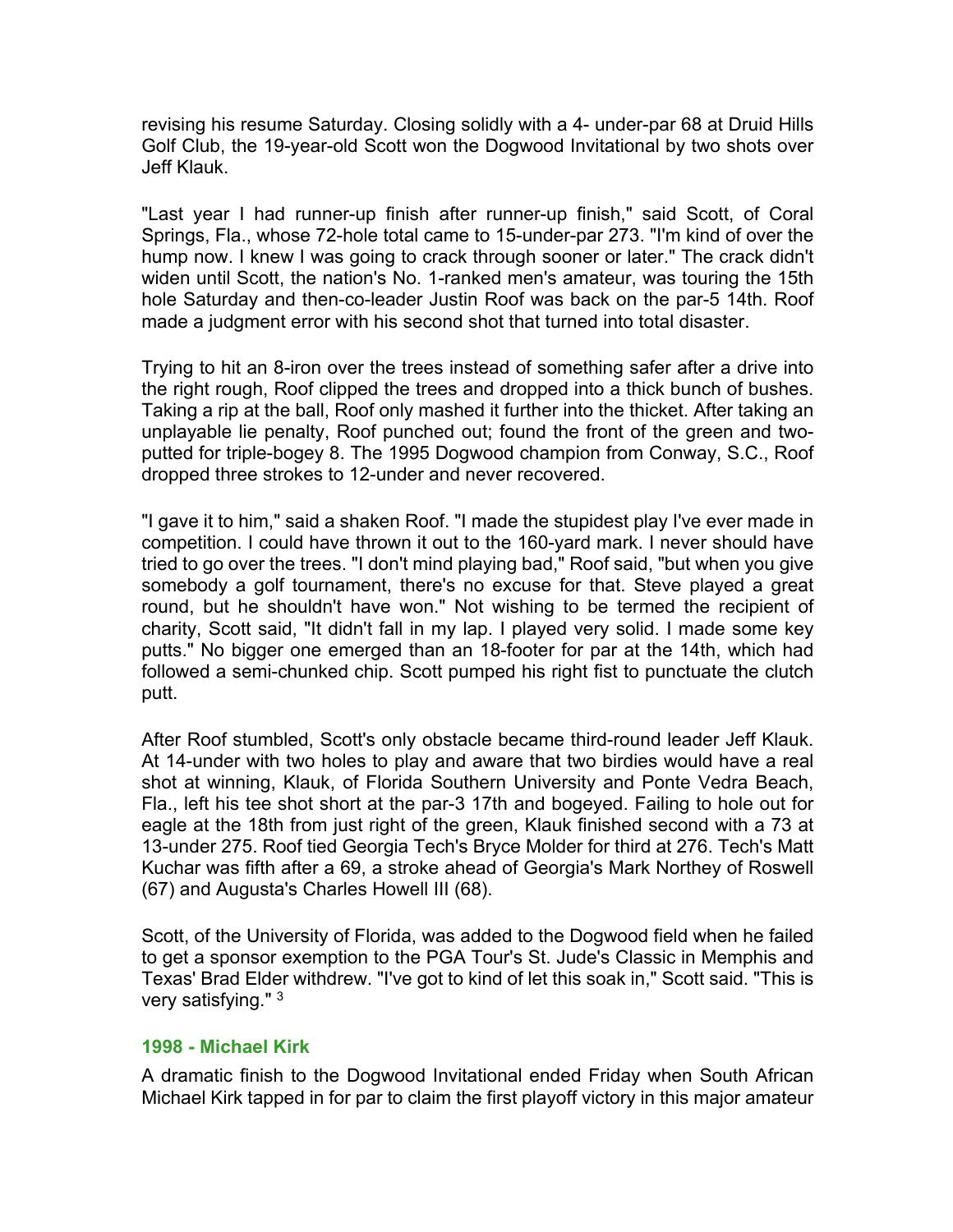revising his resume Saturday. Closing solidly with a 4- under-par 68 at Druid Hills Golf Club, the 19-year-old Scott won the Dogwood Invitational by two shots over Jeff Klauk.

"Last year I had runner-up finish after runner-up finish," said Scott, of Coral Springs, Fla., whose 72-hole total came to 15-under-par 273. "I'm kind of over the hump now. I knew I was going to crack through sooner or later." The crack didn't widen until Scott, the nation's No. 1-ranked men's amateur, was touring the 15th hole Saturday and then-co-leader Justin Roof was back on the par-5 14th. Roof made a judgment error with his second shot that turned into total disaster.

Trying to hit an 8-iron over the trees instead of something safer after a drive into the right rough, Roof clipped the trees and dropped into a thick bunch of bushes. Taking a rip at the ball, Roof only mashed it further into the thicket. After taking an unplayable lie penalty, Roof punched out; found the front of the green and two-putted for triple-bogey 8. The 1995 Dogwood champion from Conway, S.C., Roof dropped three strokes to 12-under and never recovered.

"I gave it to him," said a shaken Roof. "I made the stupidest play I've ever made in competition. I could have thrown it out to the 160-yard mark. I never should have tried to go over the trees. "I don't mind playing bad," Roof said, "but when you give somebody a golf tournament, there's no excuse for that. Steve played a great round, but he shouldn't have won." Not wishing to be termed the recipient of charity, Scott said, "It didn't fall in my lap. I played very solid. I made some key putts." No bigger one emerged than an 18-footer for par at the 14th, which had followed a semi-chunked chip. Scott pumped his right fist to punctuate the clutch putt.

After Roof stumbled, Scott's only obstacle became third-round leader Jeff Klauk. At 14-under with two holes to play and aware that two birdies would have a real shot at winning, Klauk, of Florida Southern University and Ponte Vedra Beach, Fla., left his tee shot short at the par-3 17th and bogeyed. Failing to hole out for eagle at the 18th from just right of the green, Klauk finished second with a 73 at 13-under 275. Roof tied Georgia Tech's Bryce Molder for third at 276. Tech's Matt Kuchar was fifth after a 69, a stroke ahead of Georgia's Mark Northey of Roswell (67) and Augusta's Charles Howell III (68).

Scott, of the University of Florida, was added to the Dogwood field when he failed to get a sponsor exemption to the PGA Tour's St. Jude's Classic in Memphis and Texas' Brad Elder withdrew. "I've got to kind of let this soak in," Scott said. "This is very satisfying." [3]

### 1998 - Michael Kirk

A dramatic finish to the Dogwood Invitational ended Friday when South African Michael Kirk tapped in for par to claim the first playoff victory in this major amateur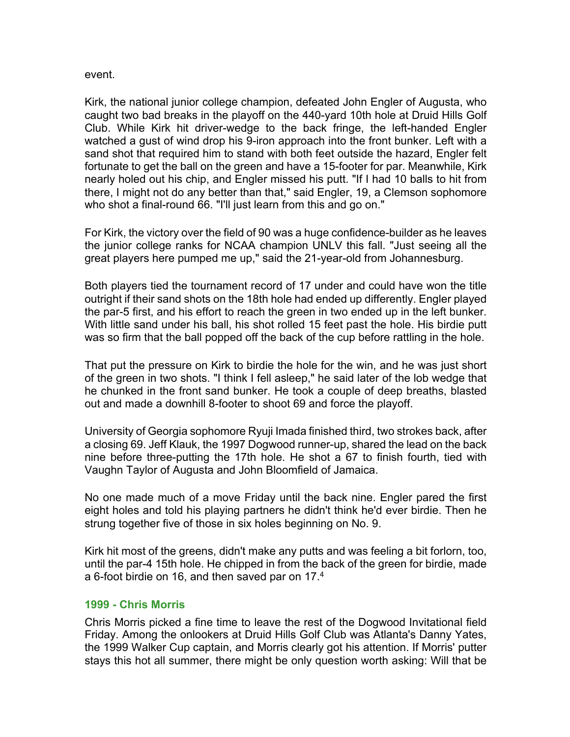event.

Kirk, the national junior college champion, defeated John Engler of Augusta, who caught two bad breaks in the playoff on the 440-yard 10th hole at Druid Hills Golf Club. While Kirk hit driver-wedge to the back fringe, the left-handed Engler watched a gust of wind drop his 9-iron approach into the front bunker. Left with a sand shot that required him to stand with both feet outside the hazard, Engler felt fortunate to get the ball on the green and have a 15-footer for par. Meanwhile, Kirk nearly holed out his chip, and Engler missed his putt. "If I had 10 balls to hit from there, I might not do any better than that," said Engler, 19, a Clemson sophomore who shot a final-round 66. "I'll just learn from this and go on."

For Kirk, the victory over the field of 90 was a huge confidence-builder as he leaves the junior college ranks for NCAA champion UNLV this fall. "Just seeing all the great players here pumped me up," said the 21-year-old from Johannesburg.

Both players tied the tournament record of 17 under and could have won the title outright if their sand shots on the 18th hole had ended up differently. Engler played the par-5 first, and his effort to reach the green in two ended up in the left bunker. With little sand under his ball, his shot rolled 15 feet past the hole. His birdie putt was so firm that the ball popped off the back of the cup before rattling in the hole.

That put the pressure on Kirk to birdie the hole for the win, and he was just short of the green in two shots. "I think I fell asleep," he said later of the lob wedge that he chunked in the front sand bunker. He took a couple of deep breaths, blasted out and made a downhill 8-footer to shoot 69 and force the playoff.

University of Georgia sophomore Ryuji Imada finished third, two strokes back, after a closing 69. Jeff Klauk, the 1997 Dogwood runner-up, shared the lead on the back nine before three-putting the 17th hole. He shot a 67 to finish fourth, tied with Vaughn Taylor of Augusta and John Bloomfield of Jamaica.

No one made much of a move Friday until the back nine. Engler pared the first eight holes and told his playing partners he didn't think he'd ever birdie. Then he strung together five of those in six holes beginning on No. 9.

Kirk hit most of the greens, didn't make any putts and was feeling a bit forlorn, too, until the par-4 15th hole. He chipped in from the back of the green for birdie, made a 6-foot birdie on 16, and then saved par on 17.[4]

### 1999 - Chris Morris

Chris Morris picked a fine time to leave the rest of the Dogwood Invitational field Friday. Among the onlookers at Druid Hills Golf Club was Atlanta's Danny Yates, the 1999 Walker Cup captain, and Morris clearly got his attention. If Morris' putter stays this hot all summer, there might be only question worth asking: Will that be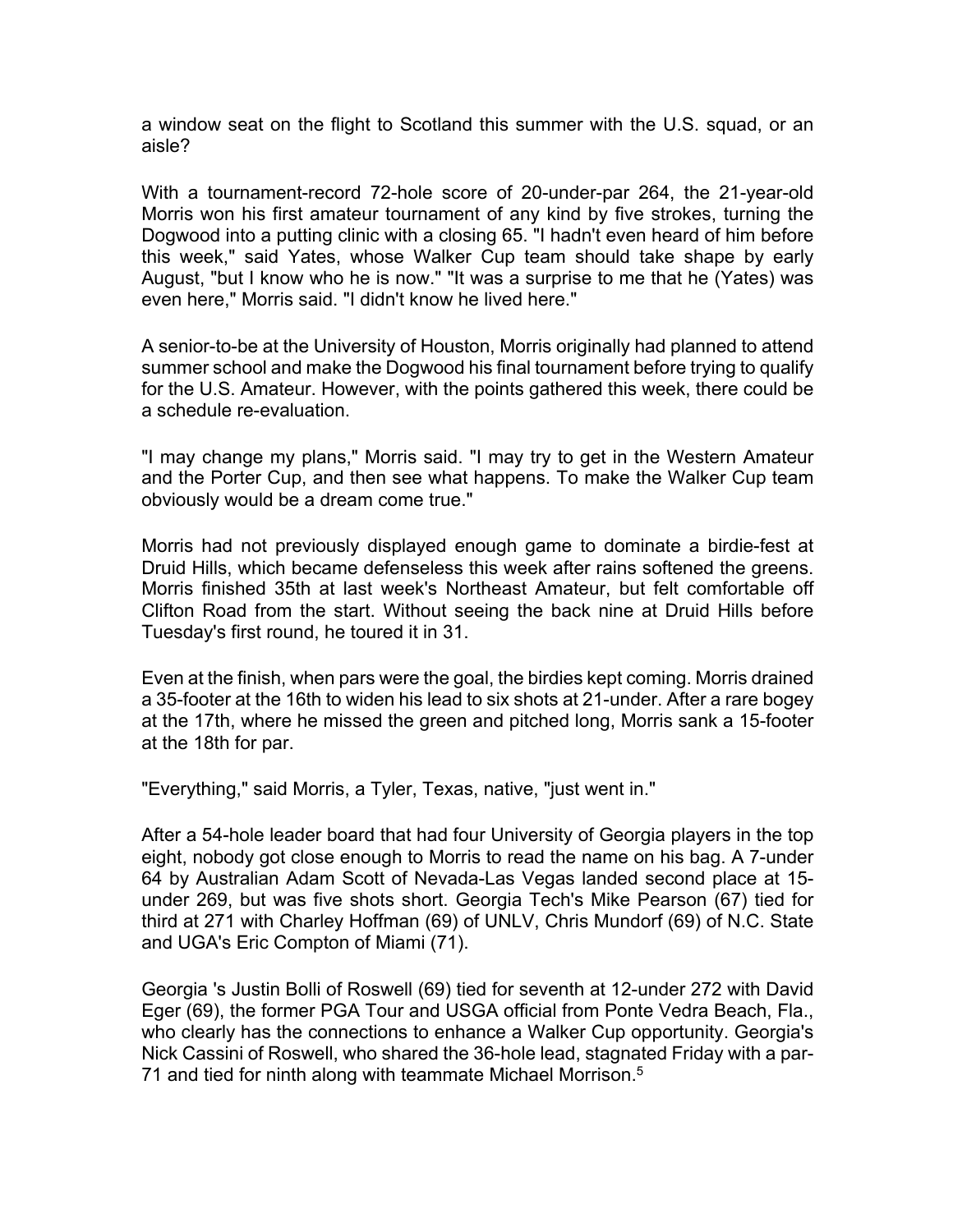a window seat on the flight to Scotland this summer with the U.S. squad, or an aisle?

With a tournament-record 72-hole score of 20-under-par 264, the 21-year-old Morris won his first amateur tournament of any kind by five strokes, turning the Dogwood into a putting clinic with a closing 65. "I hadn't even heard of him before this week," said Yates, whose Walker Cup team should take shape by early August, "but I know who he is now." "It was a surprise to me that he (Yates) was even here," Morris said. "I didn't know he lived here."

A senior-to-be at the University of Houston, Morris originally had planned to attend summer school and make the Dogwood his final tournament before trying to qualify for the U.S. Amateur. However, with the points gathered this week, there could be a schedule re-evaluation.

"I may change my plans," Morris said. "I may try to get in the Western Amateur and the Porter Cup, and then see what happens. To make the Walker Cup team obviously would be a dream come true."

Morris had not previously displayed enough game to dominate a birdie-fest at Druid Hills, which became defenseless this week after rains softened the greens. Morris finished 35th at last week's Northeast Amateur, but felt comfortable off Clifton Road from the start. Without seeing the back nine at Druid Hills before Tuesday's first round, he toured it in 31.

Even at the finish, when pars were the goal, the birdies kept coming. Morris drained a 35-footer at the 16th to widen his lead to six shots at 21-under. After a rare bogey at the 17th, where he missed the green and pitched long, Morris sank a 15-footer at the 18th for par.

"Everything," said Morris, a Tyler, Texas, native, "just went in."

After a 54-hole leader board that had four University of Georgia players in the top eight, nobody got close enough to Morris to read the name on his bag. A 7-under 64 by Australian Adam Scott of Nevada-Las Vegas landed second place at 15-under 269, but was five shots short. Georgia Tech's Mike Pearson (67) tied for third at 271 with Charley Hoffman (69) of UNLV, Chris Mundorf (69) of N.C. State and UGA's Eric Compton of Miami (71).

Georgia 's Justin Bolli of Roswell (69) tied for seventh at 12-under 272 with David Eger (69), the former PGA Tour and USGA official from Ponte Vedra Beach, Fla., who clearly has the connections to enhance a Walker Cup opportunity. Georgia's Nick Cassini of Roswell, who shared the 36-hole lead, stagnated Friday with a par-71 and tied for ninth along with teammate Michael Morrison.[5]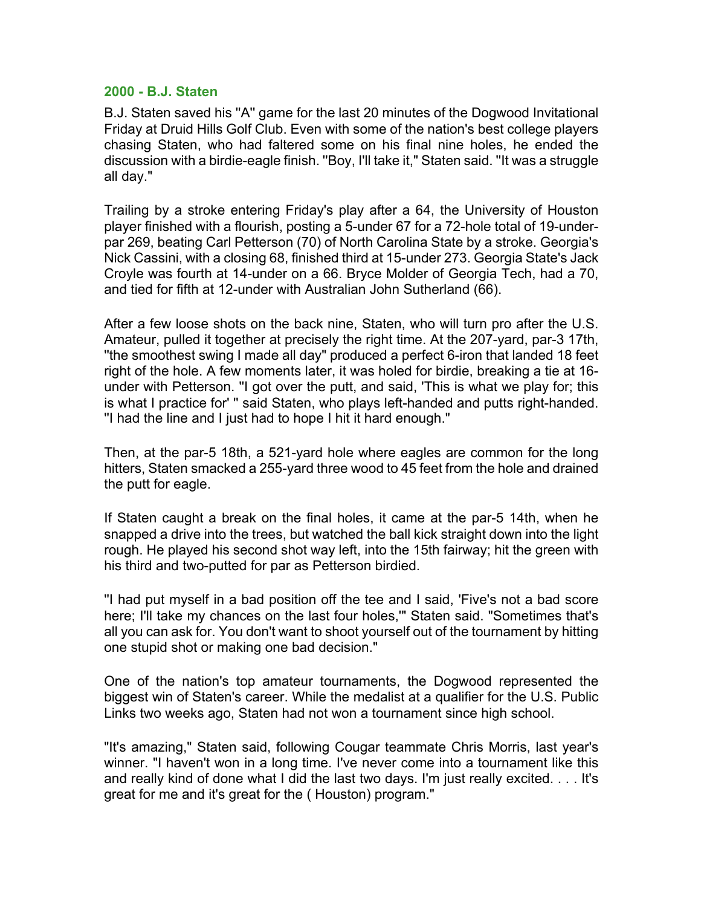## 2000 - B.J. Staten

B.J. Staten saved his "A" game for the last 20 minutes of the Dogwood Invitational Friday at Druid Hills Golf Club. Even with some of the nation's best college players chasing Staten, who had faltered some on his final nine holes, he ended the discussion with a birdie-eagle finish. "Boy, I'll take it," Staten said. "It was a struggle all day."

Trailing by a stroke entering Friday's play after a 64, the University of Houston player finished with a flourish, posting a 5-under 67 for a 72-hole total of 19-under-par 269, beating Carl Petterson (70) of North Carolina State by a stroke. Georgia's Nick Cassini, with a closing 68, finished third at 15-under 273. Georgia State's Jack Croyle was fourth at 14-under on a 66. Bryce Molder of Georgia Tech, had a 70, and tied for fifth at 12-under with Australian John Sutherland (66).

After a few loose shots on the back nine, Staten, who will turn pro after the U.S. Amateur, pulled it together at precisely the right time. At the 207-yard, par-3 17th, "the smoothest swing I made all day" produced a perfect 6-iron that landed 18 feet right of the hole. A few moments later, it was holed for birdie, breaking a tie at 16-under with Petterson. "I got over the putt, and said, 'This is what we play for; this is what I practice for' " said Staten, who plays left-handed and putts right-handed. "I had the line and I just had to hope I hit it hard enough."

Then, at the par-5 18th, a 521-yard hole where eagles are common for the long hitters, Staten smacked a 255-yard three wood to 45 feet from the hole and drained the putt for eagle.

If Staten caught a break on the final holes, it came at the par-5 14th, when he snapped a drive into the trees, but watched the ball kick straight down into the light rough. He played his second shot way left, into the 15th fairway; hit the green with his third and two-putted for par as Petterson birdied.

"I had put myself in a bad position off the tee and I said, 'Five's not a bad score here; I'll take my chances on the last four holes,'" Staten said. "Sometimes that's all you can ask for. You don't want to shoot yourself out of the tournament by hitting one stupid shot or making one bad decision."

One of the nation's top amateur tournaments, the Dogwood represented the biggest win of Staten's career. While the medalist at a qualifier for the U.S. Public Links two weeks ago, Staten had not won a tournament since high school.

"It's amazing," Staten said, following Cougar teammate Chris Morris, last year's winner. "I haven't won in a long time. I've never come into a tournament like this and really kind of done what I did the last two days. I'm just really excited. . . . It's great for me and it's great for the ( Houston) program."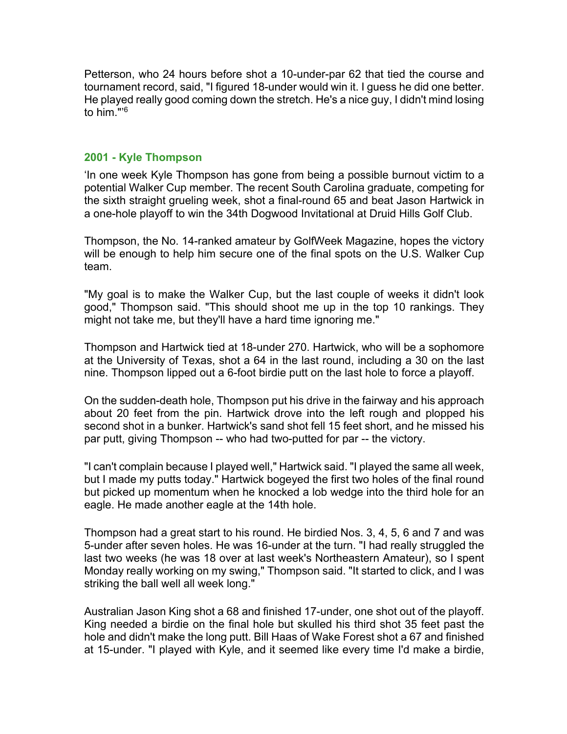Petterson, who 24 hours before shot a 10-under-par 62 that tied the course and tournament record, said, "I figured 18-under would win it. I guess he did one better. He played really good coming down the stretch. He's a nice guy, I didn't mind losing to him."'[6]

### 2001 - Kyle Thompson

'In one week Kyle Thompson has gone from being a possible burnout victim to a potential Walker Cup member. The recent South Carolina graduate, competing for the sixth straight grueling week, shot a final-round 65 and beat Jason Hartwick in a one-hole playoff to win the 34th Dogwood Invitational at Druid Hills Golf Club.

Thompson, the No. 14-ranked amateur by GolfWeek Magazine, hopes the victory will be enough to help him secure one of the final spots on the U.S. Walker Cup team.

"My goal is to make the Walker Cup, but the last couple of weeks it didn't look good," Thompson said. "This should shoot me up in the top 10 rankings. They might not take me, but they'll have a hard time ignoring me."

Thompson and Hartwick tied at 18-under 270. Hartwick, who will be a sophomore at the University of Texas, shot a 64 in the last round, including a 30 on the last nine. Thompson lipped out a 6-foot birdie putt on the last hole to force a playoff.

On the sudden-death hole, Thompson put his drive in the fairway and his approach about 20 feet from the pin. Hartwick drove into the left rough and plopped his second shot in a bunker. Hartwick's sand shot fell 15 feet short, and he missed his par putt, giving Thompson -- who had two-putted for par -- the victory.

"I can't complain because I played well," Hartwick said. "I played the same all week, but I made my putts today." Hartwick bogeyed the first two holes of the final round but picked up momentum when he knocked a lob wedge into the third hole for an eagle. He made another eagle at the 14th hole.

Thompson had a great start to his round. He birdied Nos. 3, 4, 5, 6 and 7 and was 5-under after seven holes. He was 16-under at the turn. "I had really struggled the last two weeks (he was 18 over at last week's Northeastern Amateur), so I spent Monday really working on my swing," Thompson said. "It started to click, and I was striking the ball well all week long."

Australian Jason King shot a 68 and finished 17-under, one shot out of the playoff. King needed a birdie on the final hole but skulled his third shot 35 feet past the hole and didn't make the long putt. Bill Haas of Wake Forest shot a 67 and finished at 15-under. "I played with Kyle, and it seemed like every time I'd make a birdie,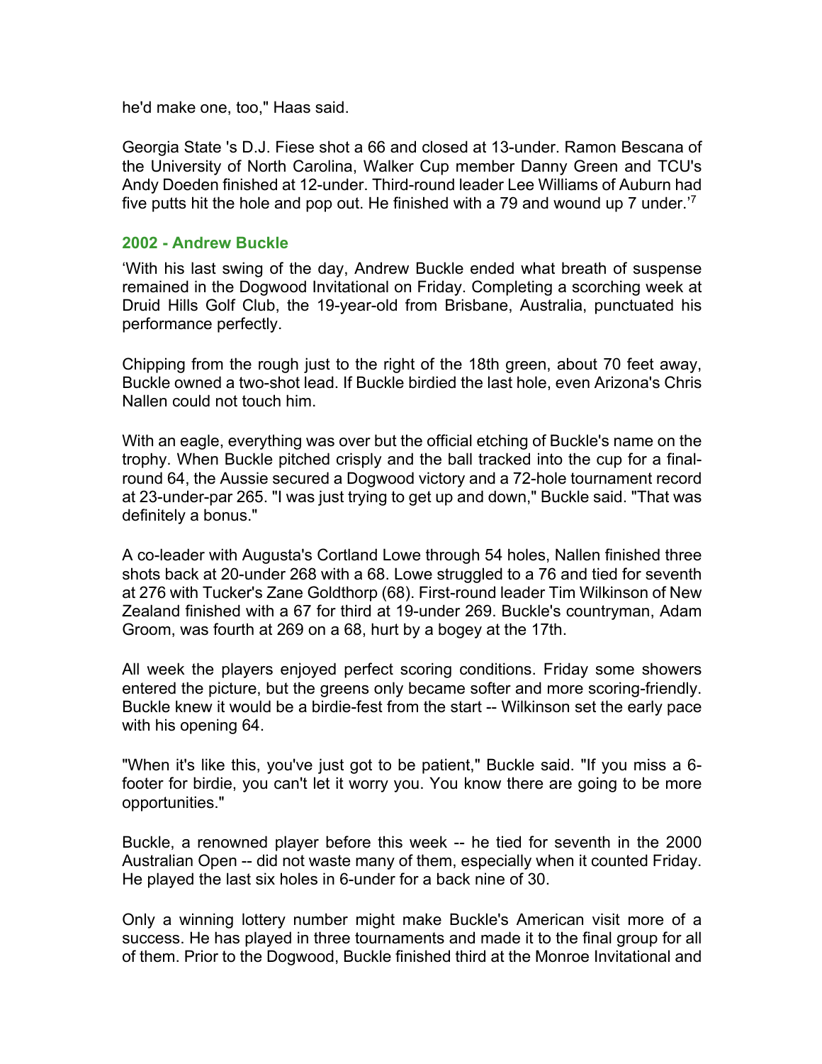he'd make one, too," Haas said.

Georgia State 's D.J. Fiese shot a 66 and closed at 13-under. Ramon Bescana of the University of North Carolina, Walker Cup member Danny Green and TCU's Andy Doeden finished at 12-under. Third-round leader Lee Williams of Auburn had five putts hit the hole and pop out. He finished with a 79 and wound up 7 under.'[7]

### 2002 - Andrew Buckle

'With his last swing of the day, Andrew Buckle ended what breath of suspense remained in the Dogwood Invitational on Friday. Completing a scorching week at Druid Hills Golf Club, the 19-year-old from Brisbane, Australia, punctuated his performance perfectly.

Chipping from the rough just to the right of the 18th green, about 70 feet away, Buckle owned a two-shot lead. If Buckle birdied the last hole, even Arizona's Chris Nallen could not touch him.

With an eagle, everything was over but the official etching of Buckle's name on the trophy. When Buckle pitched crisply and the ball tracked into the cup for a final-round 64, the Aussie secured a Dogwood victory and a 72-hole tournament record at 23-under-par 265. "I was just trying to get up and down," Buckle said. "That was definitely a bonus."

A co-leader with Augusta's Cortland Lowe through 54 holes, Nallen finished three shots back at 20-under 268 with a 68. Lowe struggled to a 76 and tied for seventh at 276 with Tucker's Zane Goldthorp (68). First-round leader Tim Wilkinson of New Zealand finished with a 67 for third at 19-under 269. Buckle's countryman, Adam Groom, was fourth at 269 on a 68, hurt by a bogey at the 17th.

All week the players enjoyed perfect scoring conditions. Friday some showers entered the picture, but the greens only became softer and more scoring-friendly. Buckle knew it would be a birdie-fest from the start -- Wilkinson set the early pace with his opening 64.

"When it's like this, you've just got to be patient," Buckle said. "If you miss a 6-footer for birdie, you can't let it worry you. You know there are going to be more opportunities."

Buckle, a renowned player before this week -- he tied for seventh in the 2000 Australian Open -- did not waste many of them, especially when it counted Friday. He played the last six holes in 6-under for a back nine of 30.

Only a winning lottery number might make Buckle's American visit more of a success. He has played in three tournaments and made it to the final group for all of them. Prior to the Dogwood, Buckle finished third at the Monroe Invitational and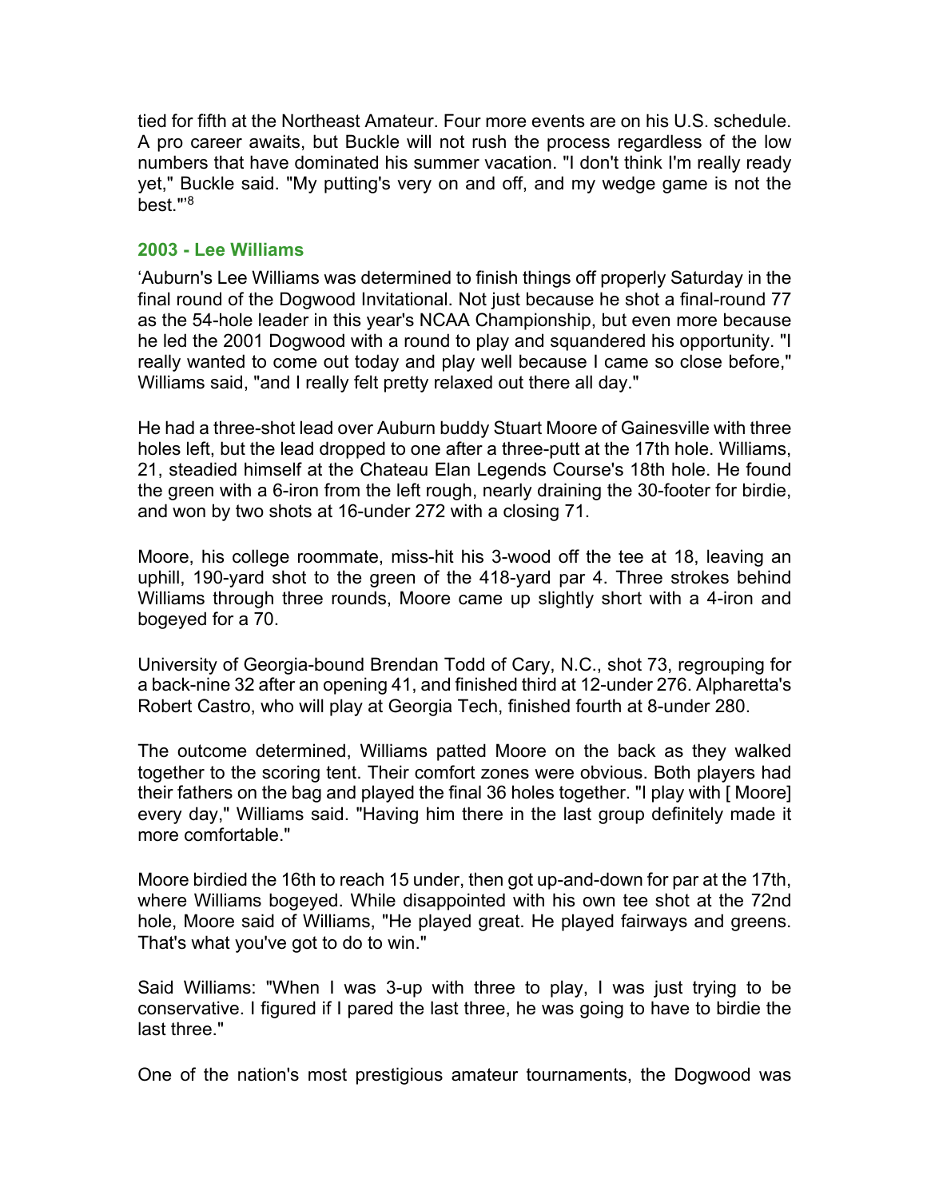tied for fifth at the Northeast Amateur. Four more events are on his U.S. schedule. A pro career awaits, but Buckle will not rush the process regardless of the low numbers that have dominated his summer vacation. "I don't think I'm really ready yet," Buckle said. "My putting's very on and off, and my wedge game is not the best."'[8]

### 2003 - Lee Williams

'Auburn's Lee Williams was determined to finish things off properly Saturday in the final round of the Dogwood Invitational. Not just because he shot a final-round 77 as the 54-hole leader in this year's NCAA Championship, but even more because he led the 2001 Dogwood with a round to play and squandered his opportunity. "I really wanted to come out today and play well because I came so close before," Williams said, "and I really felt pretty relaxed out there all day."

He had a three-shot lead over Auburn buddy Stuart Moore of Gainesville with three holes left, but the lead dropped to one after a three-putt at the 17th hole. Williams, 21, steadied himself at the Chateau Elan Legends Course's 18th hole. He found the green with a 6-iron from the left rough, nearly draining the 30-footer for birdie, and won by two shots at 16-under 272 with a closing 71.

Moore, his college roommate, miss-hit his 3-wood off the tee at 18, leaving an uphill, 190-yard shot to the green of the 418-yard par 4. Three strokes behind Williams through three rounds, Moore came up slightly short with a 4-iron and bogeyed for a 70.

University of Georgia-bound Brendan Todd of Cary, N.C., shot 73, regrouping for a back-nine 32 after an opening 41, and finished third at 12-under 276. Alpharetta's Robert Castro, who will play at Georgia Tech, finished fourth at 8-under 280.

The outcome determined, Williams patted Moore on the back as they walked together to the scoring tent. Their comfort zones were obvious. Both players had their fathers on the bag and played the final 36 holes together. "I play with [ Moore] every day," Williams said. "Having him there in the last group definitely made it more comfortable."

Moore birdied the 16th to reach 15 under, then got up-and-down for par at the 17th, where Williams bogeyed. While disappointed with his own tee shot at the 72nd hole, Moore said of Williams, "He played great. He played fairways and greens. That's what you've got to do to win."

Said Williams: "When I was 3-up with three to play, I was just trying to be conservative. I figured if I pared the last three, he was going to have to birdie the last three."

One of the nation's most prestigious amateur tournaments, the Dogwood was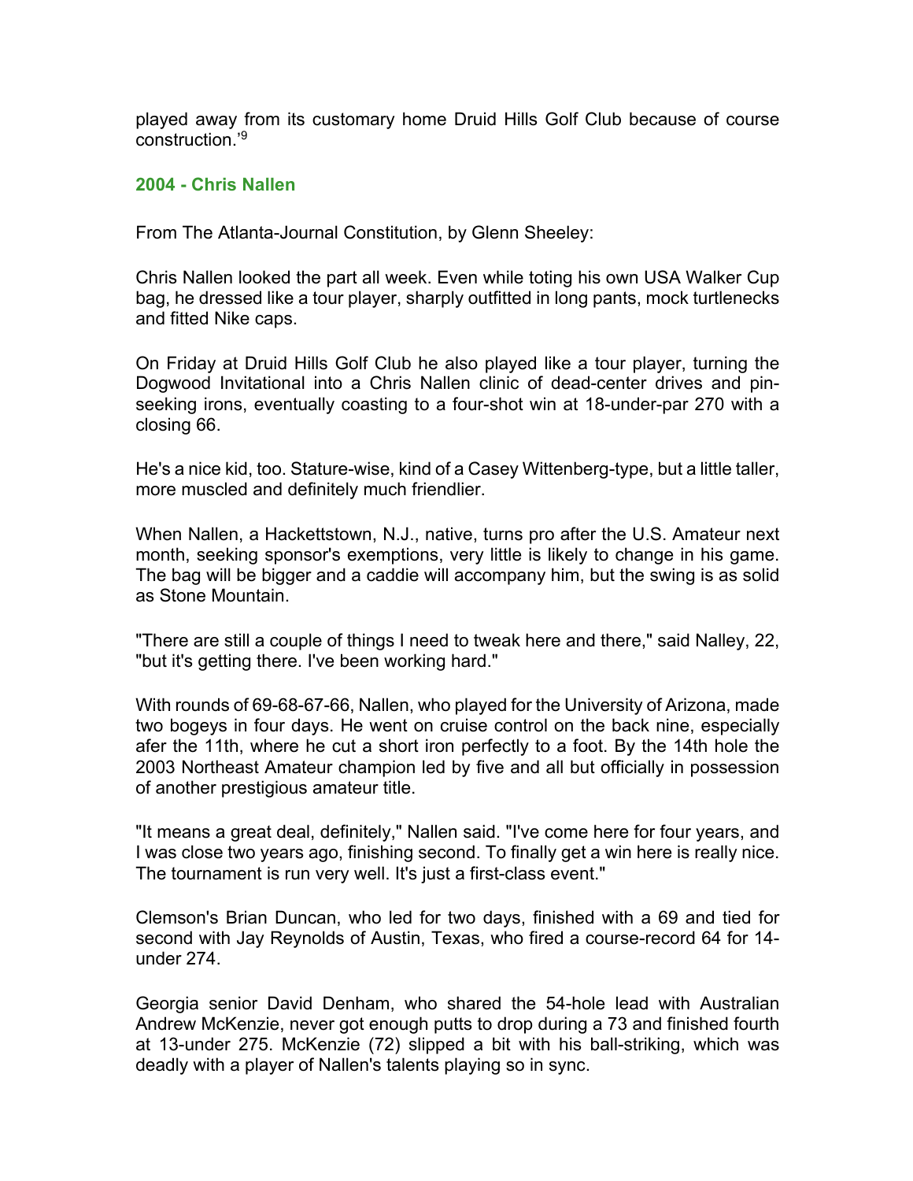played away from its customary home Druid Hills Golf Club because of course construction.'[9]

### 2004 - Chris Nallen

From The Atlanta-Journal Constitution, by Glenn Sheeley:

Chris Nallen looked the part all week. Even while toting his own USA Walker Cup bag, he dressed like a tour player, sharply outfitted in long pants, mock turtlenecks and fitted Nike caps.

On Friday at Druid Hills Golf Club he also played like a tour player, turning the Dogwood Invitational into a Chris Nallen clinic of dead-center drives and pin-seeking irons, eventually coasting to a four-shot win at 18-under-par 270 with a closing 66.

He's a nice kid, too. Stature-wise, kind of a Casey Wittenberg-type, but a little taller, more muscled and definitely much friendlier.

When Nallen, a Hackettstown, N.J., native, turns pro after the U.S. Amateur next month, seeking sponsor's exemptions, very little is likely to change in his game. The bag will be bigger and a caddie will accompany him, but the swing is as solid as Stone Mountain.

"There are still a couple of things I need to tweak here and there," said Nalley, 22, "but it's getting there. I've been working hard."

With rounds of 69-68-67-66, Nallen, who played for the University of Arizona, made two bogeys in four days. He went on cruise control on the back nine, especially afer the 11th, where he cut a short iron perfectly to a foot. By the 14th hole the 2003 Northeast Amateur champion led by five and all but officially in possession of another prestigious amateur title.

"It means a great deal, definitely," Nallen said. "I've come here for four years, and I was close two years ago, finishing second. To finally get a win here is really nice. The tournament is run very well. It's just a first-class event."

Clemson's Brian Duncan, who led for two days, finished with a 69 and tied for second with Jay Reynolds of Austin, Texas, who fired a course-record 64 for 14-under 274.

Georgia senior David Denham, who shared the 54-hole lead with Australian Andrew McKenzie, never got enough putts to drop during a 73 and finished fourth at 13-under 275. McKenzie (72) slipped a bit with his ball-striking, which was deadly with a player of Nallen's talents playing so in sync.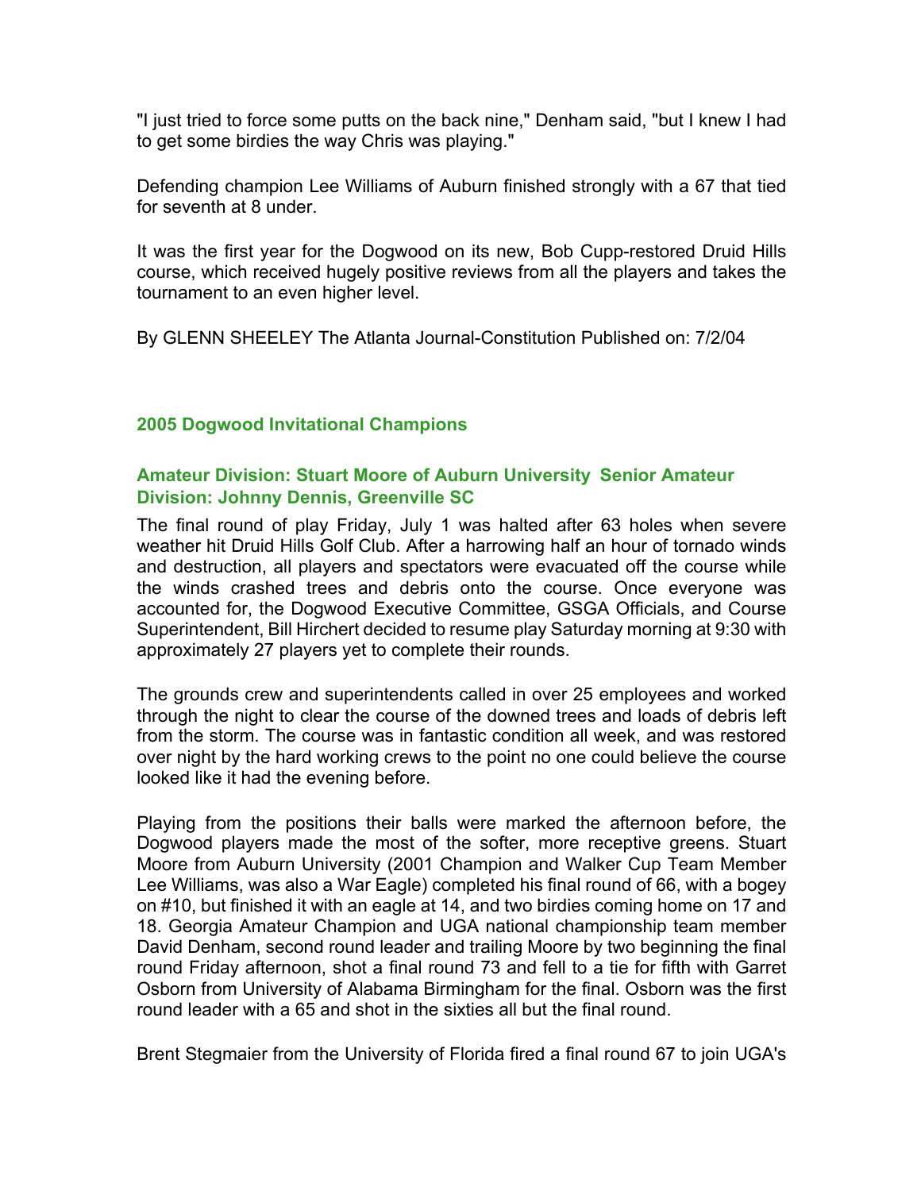"I just tried to force some putts on the back nine," Denham said, "but I knew I had to get some birdies the way Chris was playing."

Defending champion Lee Williams of Auburn finished strongly with a 67 that tied for seventh at 8 under.

It was the first year for the Dogwood on its new, Bob Cupp-restored Druid Hills course, which received hugely positive reviews from all the players and takes the tournament to an even higher level.

By GLENN SHEELEY The Atlanta Journal-Constitution Published on: 7/2/04

### 2005 Dogwood Invitational Champions

### Amateur Division: Stuart Moore of Auburn University Senior Amateur Division: Johnny Dennis, Greenville SC

The final round of play Friday, July 1 was halted after 63 holes when severe weather hit Druid Hills Golf Club. After a harrowing half an hour of tornado winds and destruction, all players and spectators were evacuated off the course while the winds crashed trees and debris onto the course. Once everyone was accounted for, the Dogwood Executive Committee, GSGA Officials, and Course Superintendent, Bill Hirchert decided to resume play Saturday morning at 9:30 with approximately 27 players yet to complete their rounds.

The grounds crew and superintendents called in over 25 employees and worked through the night to clear the course of the downed trees and loads of debris left from the storm. The course was in fantastic condition all week, and was restored over night by the hard working crews to the point no one could believe the course looked like it had the evening before.

Playing from the positions their balls were marked the afternoon before, the Dogwood players made the most of the softer, more receptive greens. Stuart Moore from Auburn University (2001 Champion and Walker Cup Team Member Lee Williams, was also a War Eagle) completed his final round of 66, with a bogey on #10, but finished it with an eagle at 14, and two birdies coming home on 17 and 18. Georgia Amateur Champion and UGA national championship team member David Denham, second round leader and trailing Moore by two beginning the final round Friday afternoon, shot a final round 73 and fell to a tie for fifth with Garret Osborn from University of Alabama Birmingham for the final. Osborn was the first round leader with a 65 and shot in the sixties all but the final round.

Brent Stegmaier from the University of Florida fired a final round 67 to join UGA's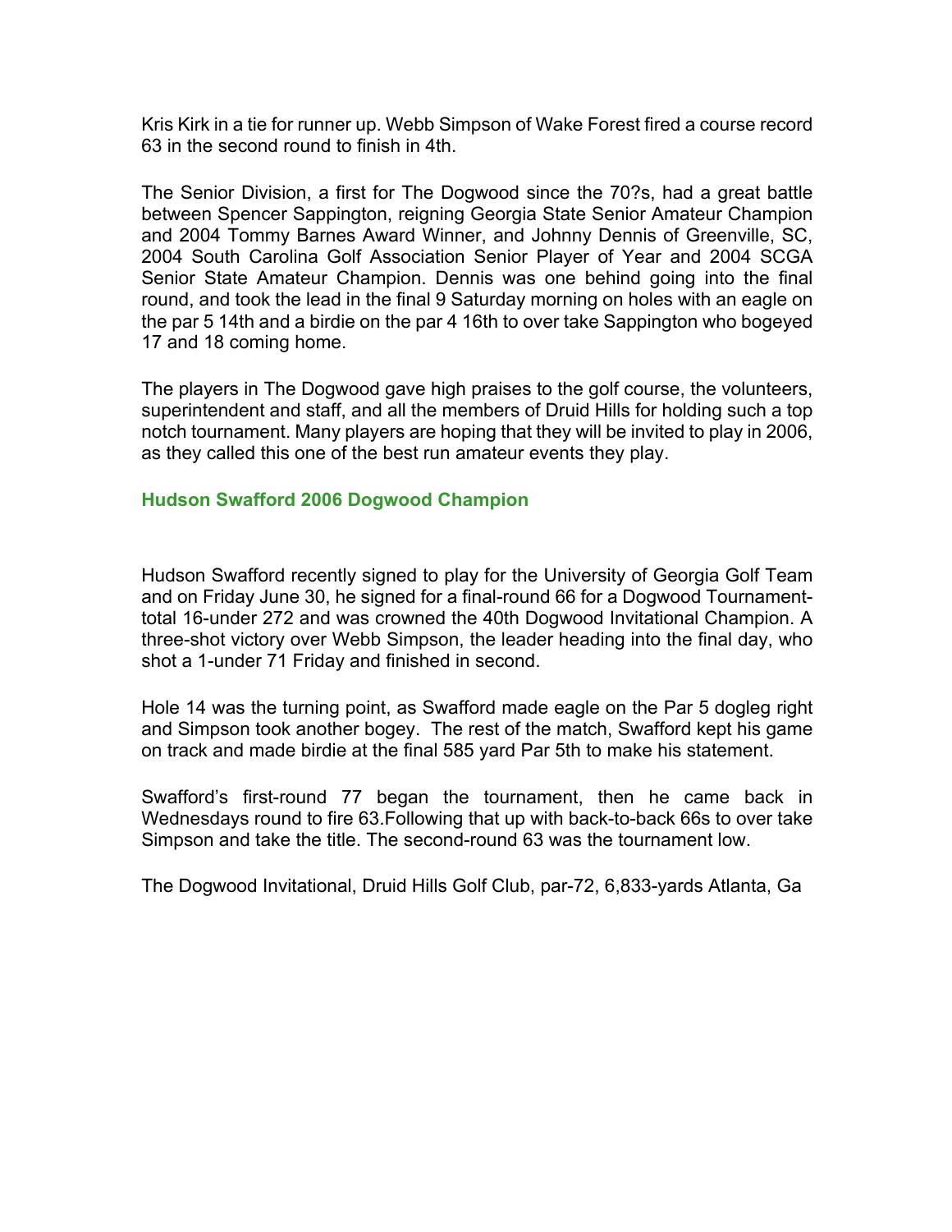Kris Kirk in a tie for runner up. Webb Simpson of Wake Forest fired a course record 63 in the second round to finish in 4th.

The Senior Division, a first for The Dogwood since the 70?s, had a great battle between Spencer Sappington, reigning Georgia State Senior Amateur Champion and 2004 Tommy Barnes Award Winner, and Johnny Dennis of Greenville, SC, 2004 South Carolina Golf Association Senior Player of Year and 2004 SCGA Senior State Amateur Champion. Dennis was one behind going into the final round, and took the lead in the final 9 Saturday morning on holes with an eagle on the par 5 14th and a birdie on the par 4 16th to over take Sappington who bogeyed 17 and 18 coming home.

The players in The Dogwood gave high praises to the golf course, the volunteers, superintendent and staff, and all the members of Druid Hills for holding such a top notch tournament. Many players are hoping that they will be invited to play in 2006, as they called this one of the best run amateur events they play.

### Hudson Swafford 2006 Dogwood Champion

Hudson Swafford recently signed to play for the University of Georgia Golf Team and on Friday June 30, he signed for a final-round 66 for a Dogwood Tournament-total 16-under 272 and was crowned the 40th Dogwood Invitational Champion. A three-shot victory over Webb Simpson, the leader heading into the final day, who shot a 1-under 71 Friday and finished in second.

Hole 14 was the turning point, as Swafford made eagle on the Par 5 dogleg right and Simpson took another bogey. The rest of the match, Swafford kept his game on track and made birdie at the final 585 yard Par 5th to make his statement.

Swafford's first-round 77 began the tournament, then he came back in Wednesdays round to fire 63.Following that up with back-to-back 66s to over take Simpson and take the title. The second-round 63 was the tournament low.

The Dogwood Invitational, Druid Hills Golf Club, par-72, 6,833-yards Atlanta, Ga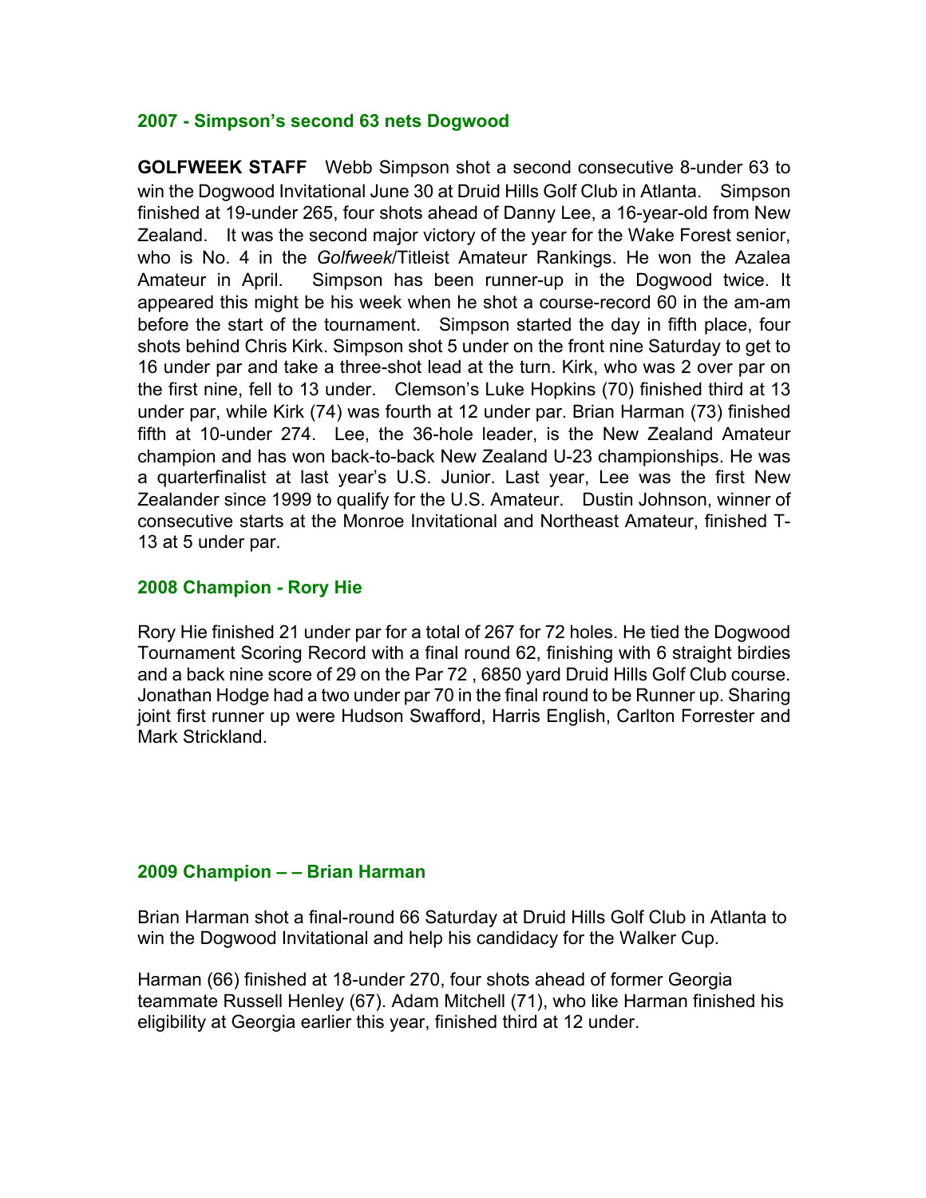## 2007 - Simpson's second 63 nets Dogwood

**GOLFWEEK STAFF** Webb Simpson shot a second consecutive 8-under 63 to win the Dogwood Invitational June 30 at Druid Hills Golf Club in Atlanta. Simpson finished at 19-under 265, four shots ahead of Danny Lee, a 16-year-old from New Zealand. It was the second major victory of the year for the Wake Forest senior, who is No. 4 in the *Golfweek*/Titleist Amateur Rankings. He won the Azalea Amateur in April. Simpson has been runner-up in the Dogwood twice. It appeared this might be his week when he shot a course-record 60 in the am-am before the start of the tournament. Simpson started the day in fifth place, four shots behind Chris Kirk. Simpson shot 5 under on the front nine Saturday to get to 16 under par and take a three-shot lead at the turn. Kirk, who was 2 over par on the first nine, fell to 13 under. Clemson's Luke Hopkins (70) finished third at 13 under par, while Kirk (74) was fourth at 12 under par. Brian Harman (73) finished fifth at 10-under 274. Lee, the 36-hole leader, is the New Zealand Amateur champion and has won back-to-back New Zealand U-23 championships. He was a quarterfinalist at last year's U.S. Junior. Last year, Lee was the first New Zealander since 1999 to qualify for the U.S. Amateur. Dustin Johnson, winner of consecutive starts at the Monroe Invitational and Northeast Amateur, finished T-13 at 5 under par.

## 2008 Champion - Rory Hie

Rory Hie finished 21 under par for a total of 267 for 72 holes. He tied the Dogwood Tournament Scoring Record with a final round 62, finishing with 6 straight birdies and a back nine score of 29 on the Par 72 , 6850 yard Druid Hills Golf Club course. Jonathan Hodge had a two under par 70 in the final round to be Runner up. Sharing joint first runner up were Hudson Swafford, Harris English, Carlton Forrester and Mark Strickland.

## 2009 Champion – – Brian Harman

Brian Harman shot a final-round 66 Saturday at Druid Hills Golf Club in Atlanta to win the Dogwood Invitational and help his candidacy for the Walker Cup.

Harman (66) finished at 18-under 270, four shots ahead of former Georgia teammate Russell Henley (67). Adam Mitchell (71), who like Harman finished his eligibility at Georgia earlier this year, finished third at 12 under.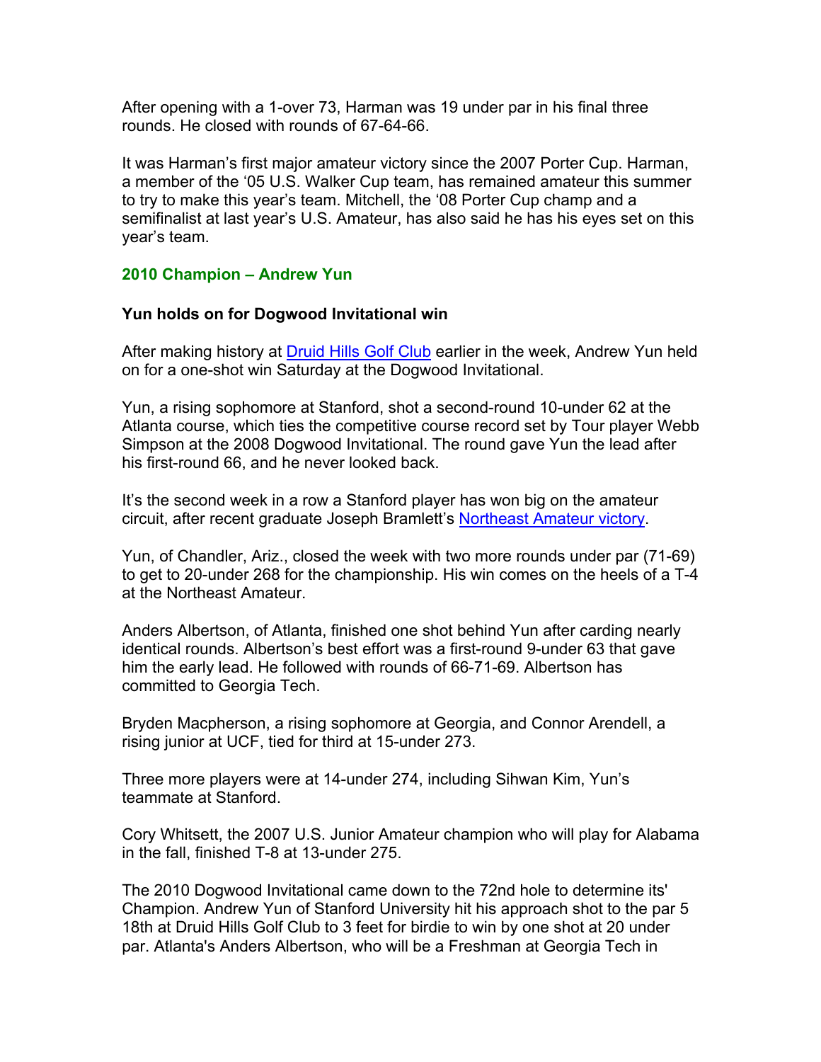After opening with a 1-over 73, Harman was 19 under par in his final three rounds. He closed with rounds of 67-64-66.

It was Harman's first major amateur victory since the 2007 Porter Cup. Harman, a member of the '05 U.S. Walker Cup team, has remained amateur this summer to try to make this year's team. Mitchell, the '08 Porter Cup champ and a semifinalist at last year's U.S. Amateur, has also said he has his eyes set on this year's team.

## 2010 Champion – Andrew Yun

### Yun holds on for Dogwood Invitational win

After making history at Druid Hills Golf Club earlier in the week, Andrew Yun held on for a one-shot win Saturday at the Dogwood Invitational.

Yun, a rising sophomore at Stanford, shot a second-round 10-under 62 at the Atlanta course, which ties the competitive course record set by Tour player Webb Simpson at the 2008 Dogwood Invitational. The round gave Yun the lead after his first-round 66, and he never looked back.

It's the second week in a row a Stanford player has won big on the amateur circuit, after recent graduate Joseph Bramlett's Northeast Amateur victory.

Yun, of Chandler, Ariz., closed the week with two more rounds under par (71-69) to get to 20-under 268 for the championship. His win comes on the heels of a T-4 at the Northeast Amateur.

Anders Albertson, of Atlanta, finished one shot behind Yun after carding nearly identical rounds. Albertson's best effort was a first-round 9-under 63 that gave him the early lead. He followed with rounds of 66-71-69. Albertson has committed to Georgia Tech.

Bryden Macpherson, a rising sophomore at Georgia, and Connor Arendell, a rising junior at UCF, tied for third at 15-under 273.

Three more players were at 14-under 274, including Sihwan Kim, Yun's teammate at Stanford.

Cory Whitsett, the 2007 U.S. Junior Amateur champion who will play for Alabama in the fall, finished T-8 at 13-under 275.

The 2010 Dogwood Invitational came down to the 72nd hole to determine its' Champion. Andrew Yun of Stanford University hit his approach shot to the par 5 18th at Druid Hills Golf Club to 3 feet for birdie to win by one shot at 20 under par. Atlanta's Anders Albertson, who will be a Freshman at Georgia Tech in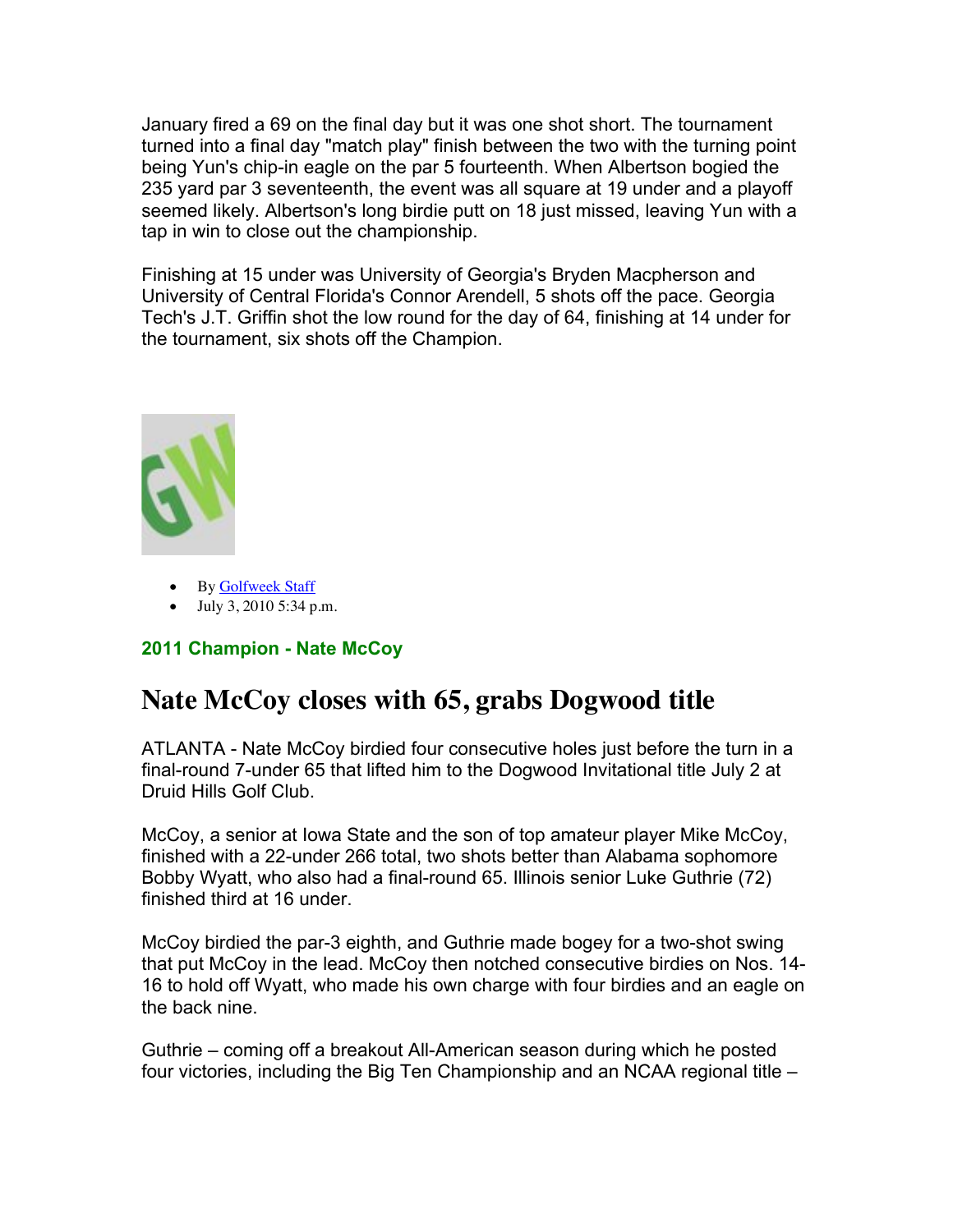January fired a 69 on the final day but it was one shot short. The tournament turned into a final day "match play" finish between the two with the turning point being Yun's chip-in eagle on the par 5 fourteenth. When Albertson bogied the 235 yard par 3 seventeenth, the event was all square at 19 under and a playoff seemed likely. Albertson's long birdie putt on 18 just missed, leaving Yun with a tap in win to close out the championship.

Finishing at 15 under was University of Georgia's Bryden Macpherson and University of Central Florida's Connor Arendell, 5 shots off the pace. Georgia Tech's J.T. Griffin shot the low round for the day of 64, finishing at 14 under for the tournament, six shots off the Champion.

- By Golfweek Staff
- July 3, 2010 5:34 p.m.

**2011 Champion - Nate McCoy**

# Nate McCoy closes with 65, grabs Dogwood title

ATLANTA - Nate McCoy birdied four consecutive holes just before the turn in a final-round 7-under 65 that lifted him to the Dogwood Invitational title July 2 at Druid Hills Golf Club.

McCoy, a senior at Iowa State and the son of top amateur player Mike McCoy, finished with a 22-under 266 total, two shots better than Alabama sophomore Bobby Wyatt, who also had a final-round 65. Illinois senior Luke Guthrie (72) finished third at 16 under.

McCoy birdied the par-3 eighth, and Guthrie made bogey for a two-shot swing that put McCoy in the lead. McCoy then notched consecutive birdies on Nos. 14-16 to hold off Wyatt, who made his own charge with four birdies and an eagle on the back nine.

Guthrie – coming off a breakout All-American season during which he posted four victories, including the Big Ten Championship and an NCAA regional title –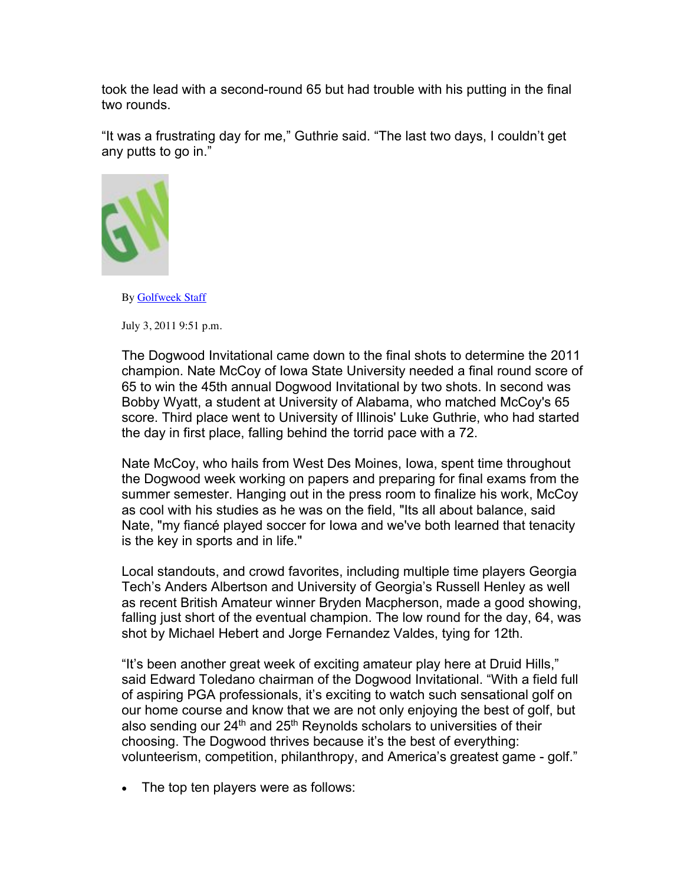took the lead with a second-round 65 but had trouble with his putting in the final two rounds.

“It was a frustrating day for me,” Guthrie said. “The last two days, I couldn’t get any putts to go in.”

By Golfweek Staff

July 3, 2011 9:51 p.m.

The Dogwood Invitational came down to the final shots to determine the 2011 champion. Nate McCoy of Iowa State University needed a final round score of 65 to win the 45th annual Dogwood Invitational by two shots. In second was Bobby Wyatt, a student at University of Alabama, who matched McCoy's 65 score. Third place went to University of Illinois' Luke Guthrie, who had started the day in first place, falling behind the torrid pace with a 72.

Nate McCoy, who hails from West Des Moines, Iowa, spent time throughout the Dogwood week working on papers and preparing for final exams from the summer semester. Hanging out in the press room to finalize his work, McCoy as cool with his studies as he was on the field, "Its all about balance, said Nate, "my fiancé played soccer for Iowa and we've both learned that tenacity is the key in sports and in life."

Local standouts, and crowd favorites, including multiple time players Georgia Tech’s Anders Albertson and University of Georgia’s Russell Henley as well as recent British Amateur winner Bryden Macpherson, made a good showing, falling just short of the eventual champion. The low round for the day, 64, was shot by Michael Hebert and Jorge Fernandez Valdes, tying for 12th.

“It’s been another great week of exciting amateur play here at Druid Hills,” said Edward Toledano chairman of the Dogwood Invitational. “With a field full of aspiring PGA professionals, it’s exciting to watch such sensational golf on our home course and know that we are not only enjoying the best of golf, but also sending our 24th and 25th Reynolds scholars to universities of their choosing. The Dogwood thrives because it’s the best of everything: volunteerism, competition, philanthropy, and America’s greatest game - golf.”

- The top ten players were as follows: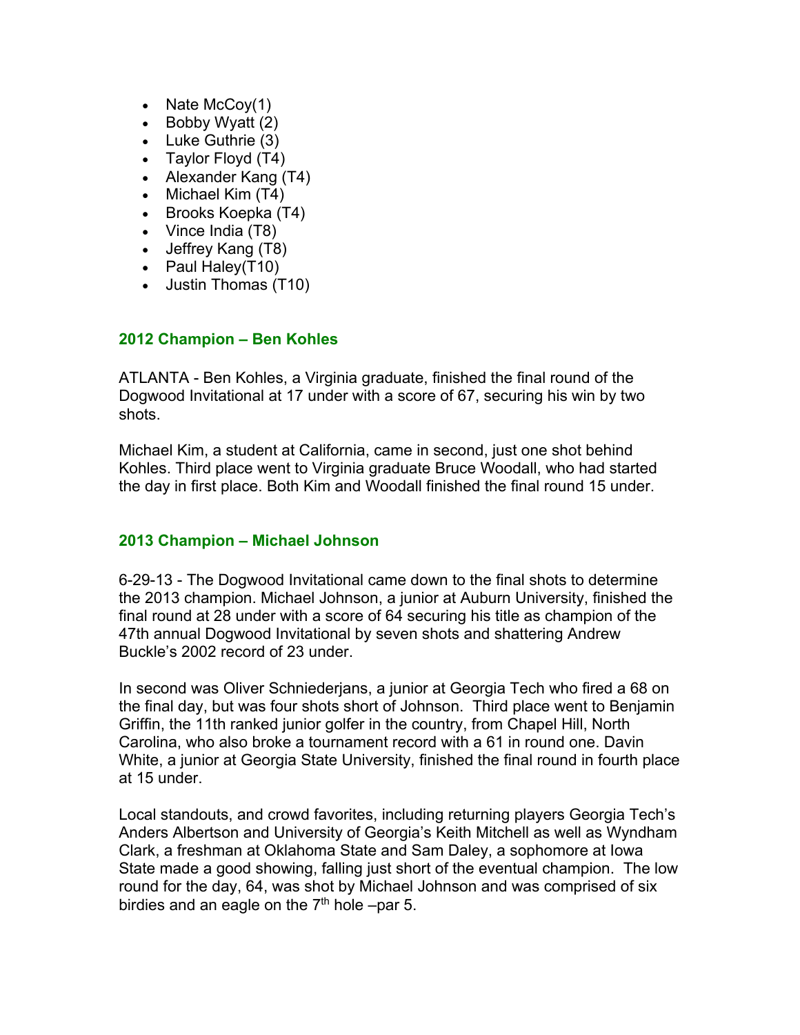- Nate McCoy(1)
- Bobby Wyatt (2)
- Luke Guthrie (3)
- Taylor Floyd (T4)
- Alexander Kang (T4)
- Michael Kim (T4)
- Brooks Koepka (T4)
- Vince India (T8)
- Jeffrey Kang (T8)
- Paul Haley(T10)
- Justin Thomas (T10)

### 2012 Champion – Ben Kohles

ATLANTA - Ben Kohles, a Virginia graduate, finished the final round of the Dogwood Invitational at 17 under with a score of 67, securing his win by two shots.

Michael Kim, a student at California, came in second, just one shot behind Kohles. Third place went to Virginia graduate Bruce Woodall, who had started the day in first place. Both Kim and Woodall finished the final round 15 under.

### 2013 Champion – Michael Johnson

6-29-13 - The Dogwood Invitational came down to the final shots to determine the 2013 champion. Michael Johnson, a junior at Auburn University, finished the final round at 28 under with a score of 64 securing his title as champion of the 47th annual Dogwood Invitational by seven shots and shattering Andrew Buckle's 2002 record of 23 under.

In second was Oliver Schniederjans, a junior at Georgia Tech who fired a 68 on the final day, but was four shots short of Johnson. Third place went to Benjamin Griffin, the 11th ranked junior golfer in the country, from Chapel Hill, North Carolina, who also broke a tournament record with a 61 in round one. Davin White, a junior at Georgia State University, finished the final round in fourth place at 15 under.

Local standouts, and crowd favorites, including returning players Georgia Tech's Anders Albertson and University of Georgia's Keith Mitchell as well as Wyndham Clark, a freshman at Oklahoma State and Sam Daley, a sophomore at Iowa State made a good showing, falling just short of the eventual champion. The low round for the day, 64, was shot by Michael Johnson and was comprised of six birdies and an eagle on the 7th hole –par 5.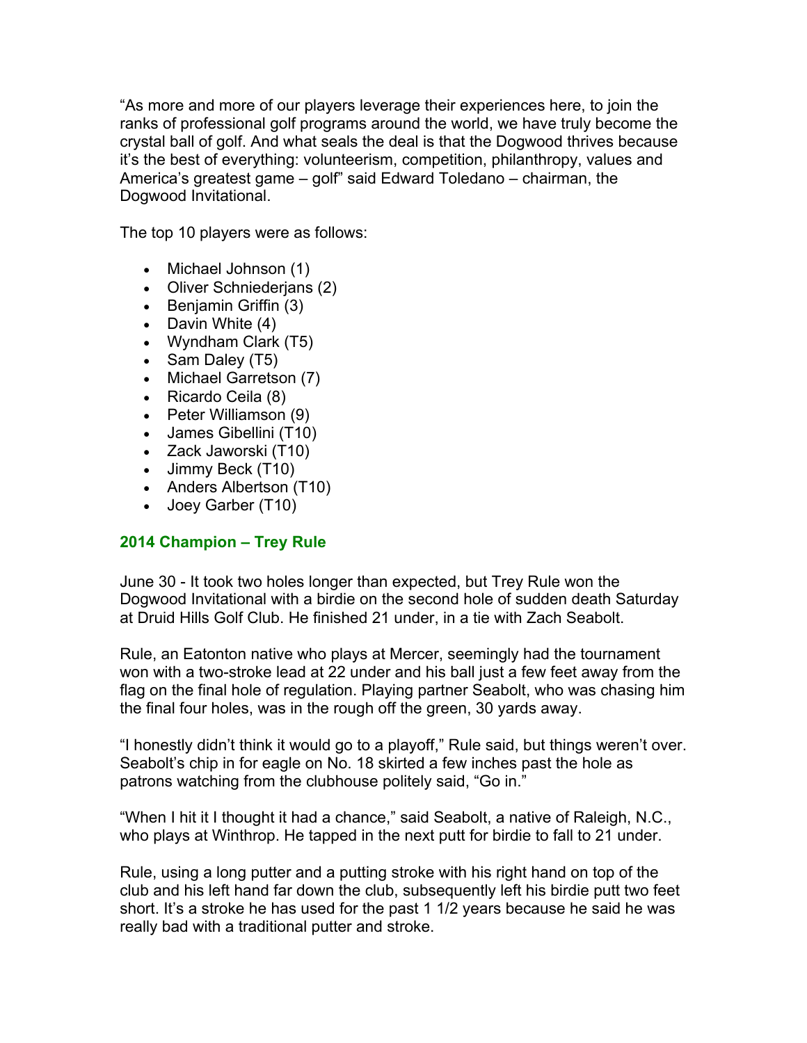"As more and more of our players leverage their experiences here, to join the ranks of professional golf programs around the world, we have truly become the crystal ball of golf. And what seals the deal is that the Dogwood thrives because it's the best of everything: volunteerism, competition, philanthropy, values and America's greatest game – golf" said Edward Toledano – chairman, the Dogwood Invitational.

The top 10 players were as follows:

- Michael Johnson (1)
- Oliver Schniederjans (2)
- Benjamin Griffin (3)
- Davin White (4)
- Wyndham Clark (T5)
- Sam Daley (T5)
- Michael Garretson (7)
- Ricardo Ceila (8)
- Peter Williamson (9)
- James Gibellini (T10)
- Zack Jaworski (T10)
- Jimmy Beck (T10)
- Anders Albertson (T10)
- Joey Garber (T10)

### 2014 Champion – Trey Rule

June 30 - It took two holes longer than expected, but Trey Rule won the Dogwood Invitational with a birdie on the second hole of sudden death Saturday at Druid Hills Golf Club. He finished 21 under, in a tie with Zach Seabolt.

Rule, an Eatonton native who plays at Mercer, seemingly had the tournament won with a two-stroke lead at 22 under and his ball just a few feet away from the flag on the final hole of regulation. Playing partner Seabolt, who was chasing him the final four holes, was in the rough off the green, 30 yards away.

"I honestly didn't think it would go to a playoff," Rule said, but things weren't over. Seabolt's chip in for eagle on No. 18 skirted a few inches past the hole as patrons watching from the clubhouse politely said, "Go in."

"When I hit it I thought it had a chance," said Seabolt, a native of Raleigh, N.C., who plays at Winthrop. He tapped in the next putt for birdie to fall to 21 under.

Rule, using a long putter and a putting stroke with his right hand on top of the club and his left hand far down the club, subsequently left his birdie putt two feet short. It's a stroke he has used for the past 1 1/2 years because he said he was really bad with a traditional putter and stroke.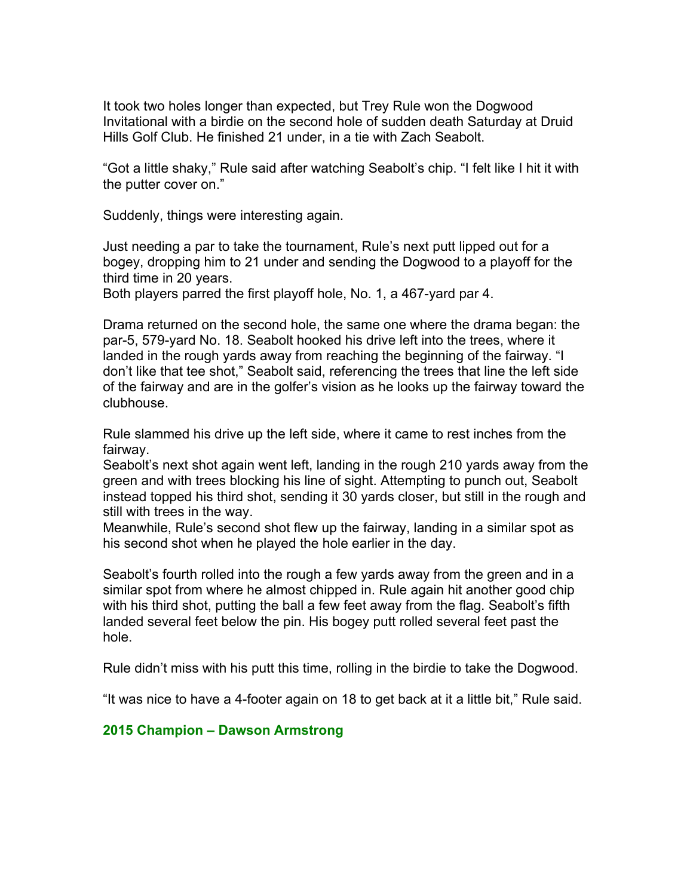It took two holes longer than expected, but Trey Rule won the Dogwood Invitational with a birdie on the second hole of sudden death Saturday at Druid Hills Golf Club. He finished 21 under, in a tie with Zach Seabolt.

"Got a little shaky," Rule said after watching Seabolt's chip. "I felt like I hit it with the putter cover on."

Suddenly, things were interesting again.

Just needing a par to take the tournament, Rule's next putt lipped out for a bogey, dropping him to 21 under and sending the Dogwood to a playoff for the third time in 20 years.
Both players parred the first playoff hole, No. 1, a 467-yard par 4.

Drama returned on the second hole, the same one where the drama began: the par-5, 579-yard No. 18. Seabolt hooked his drive left into the trees, where it landed in the rough yards away from reaching the beginning of the fairway. "I don't like that tee shot," Seabolt said, referencing the trees that line the left side of the fairway and are in the golfer's vision as he looks up the fairway toward the clubhouse.

Rule slammed his drive up the left side, where it came to rest inches from the fairway.
Seabolt's next shot again went left, landing in the rough 210 yards away from the green and with trees blocking his line of sight. Attempting to punch out, Seabolt instead topped his third shot, sending it 30 yards closer, but still in the rough and still with trees in the way.
Meanwhile, Rule's second shot flew up the fairway, landing in a similar spot as his second shot when he played the hole earlier in the day.

Seabolt's fourth rolled into the rough a few yards away from the green and in a similar spot from where he almost chipped in. Rule again hit another good chip with his third shot, putting the ball a few feet away from the flag. Seabolt's fifth landed several feet below the pin. His bogey putt rolled several feet past the hole.

Rule didn't miss with his putt this time, rolling in the birdie to take the Dogwood.

"It was nice to have a 4-footer again on 18 to get back at it a little bit," Rule said.

**2015 Champion – Dawson Armstrong**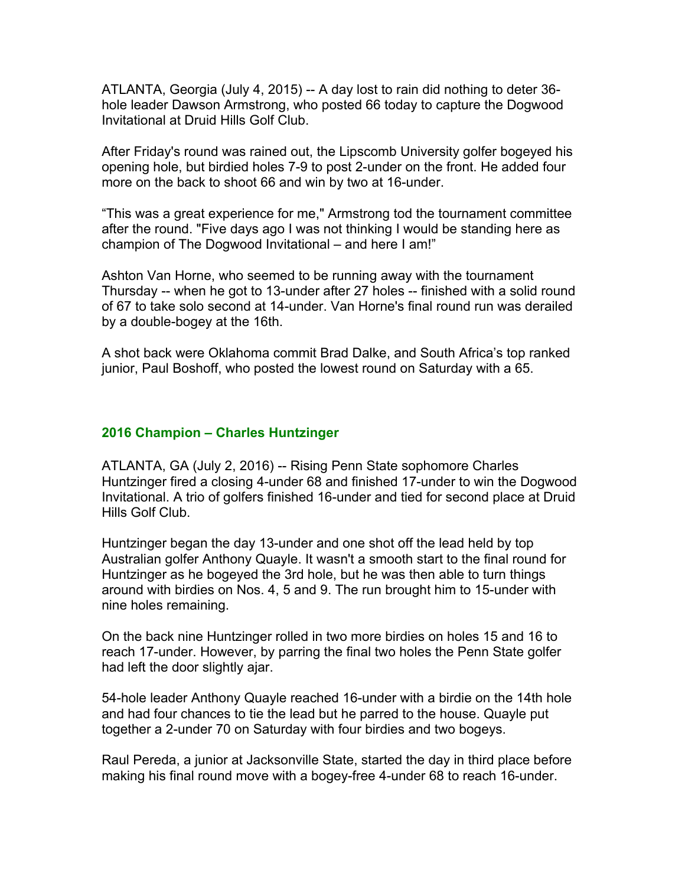ATLANTA, Georgia (July 4, 2015) -- A day lost to rain did nothing to deter 36-hole leader Dawson Armstrong, who posted 66 today to capture the Dogwood Invitational at Druid Hills Golf Club.

After Friday's round was rained out, the Lipscomb University golfer bogeyed his opening hole, but birdied holes 7-9 to post 2-under on the front. He added four more on the back to shoot 66 and win by two at 16-under.

“This was a great experience for me," Armstrong tod the tournament committee after the round. "Five days ago I was not thinking I would be standing here as champion of The Dogwood Invitational – and here I am!”

Ashton Van Horne, who seemed to be running away with the tournament Thursday -- when he got to 13-under after 27 holes -- finished with a solid round of 67 to take solo second at 14-under. Van Horne's final round run was derailed by a double-bogey at the 16th.

A shot back were Oklahoma commit Brad Dalke, and South Africa’s top ranked junior, Paul Boshoff, who posted the lowest round on Saturday with a 65.

## 2016 Champion – Charles Huntzinger

ATLANTA, GA (July 2, 2016) -- Rising Penn State sophomore Charles Huntzinger fired a closing 4-under 68 and finished 17-under to win the Dogwood Invitational. A trio of golfers finished 16-under and tied for second place at Druid Hills Golf Club.

Huntzinger began the day 13-under and one shot off the lead held by top Australian golfer Anthony Quayle. It wasn't a smooth start to the final round for Huntzinger as he bogeyed the 3rd hole, but he was then able to turn things around with birdies on Nos. 4, 5 and 9. The run brought him to 15-under with nine holes remaining.

On the back nine Huntzinger rolled in two more birdies on holes 15 and 16 to reach 17-under. However, by parring the final two holes the Penn State golfer had left the door slightly ajar.

54-hole leader Anthony Quayle reached 16-under with a birdie on the 14th hole and had four chances to tie the lead but he parred to the house. Quayle put together a 2-under 70 on Saturday with four birdies and two bogeys.

Raul Pereda, a junior at Jacksonville State, started the day in third place before making his final round move with a bogey-free 4-under 68 to reach 16-under.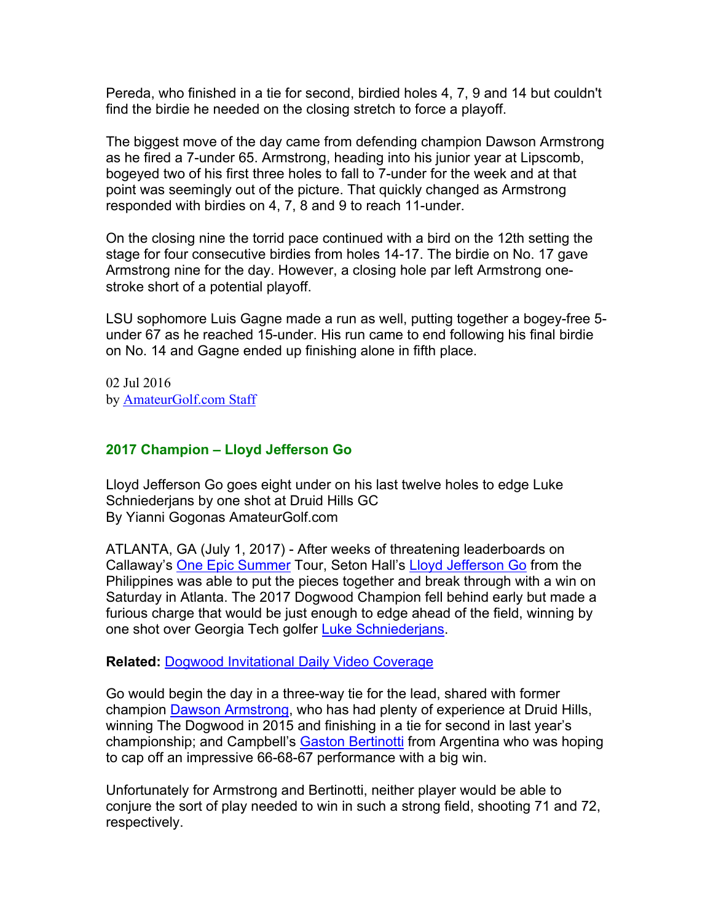Pereda, who finished in a tie for second, birdied holes 4, 7, 9 and 14 but couldn't find the birdie he needed on the closing stretch to force a playoff.

The biggest move of the day came from defending champion Dawson Armstrong as he fired a 7-under 65. Armstrong, heading into his junior year at Lipscomb, bogeyed two of his first three holes to fall to 7-under for the week and at that point was seemingly out of the picture. That quickly changed as Armstrong responded with birdies on 4, 7, 8 and 9 to reach 11-under.

On the closing nine the torrid pace continued with a bird on the 12th setting the stage for four consecutive birdies from holes 14-17. The birdie on No. 17 gave Armstrong nine for the day. However, a closing hole par left Armstrong one-stroke short of a potential playoff.

LSU sophomore Luis Gagne made a run as well, putting together a bogey-free 5-under 67 as he reached 15-under. His run came to end following his final birdie on No. 14 and Gagne ended up finishing alone in fifth place.

02 Jul 2016
by AmateurGolf.com Staff

### 2017 Champion – Lloyd Jefferson Go

Lloyd Jefferson Go goes eight under on his last twelve holes to edge Luke Schniederjans by one shot at Druid Hills GC
By Yianni Gogonas AmateurGolf.com

ATLANTA, GA (July 1, 2017) - After weeks of threatening leaderboards on Callaway's One Epic Summer Tour, Seton Hall's Lloyd Jefferson Go from the Philippines was able to put the pieces together and break through with a win on Saturday in Atlanta. The 2017 Dogwood Champion fell behind early but made a furious charge that would be just enough to edge ahead of the field, winning by one shot over Georgia Tech golfer Luke Schniederjans.

**Related:** Dogwood Invitational Daily Video Coverage

Go would begin the day in a three-way tie for the lead, shared with former champion Dawson Armstrong, who has had plenty of experience at Druid Hills, winning The Dogwood in 2015 and finishing in a tie for second in last year's championship; and Campbell's Gaston Bertinotti from Argentina who was hoping to cap off an impressive 66-68-67 performance with a big win.

Unfortunately for Armstrong and Bertinotti, neither player would be able to conjure the sort of play needed to win in such a strong field, shooting 71 and 72, respectively.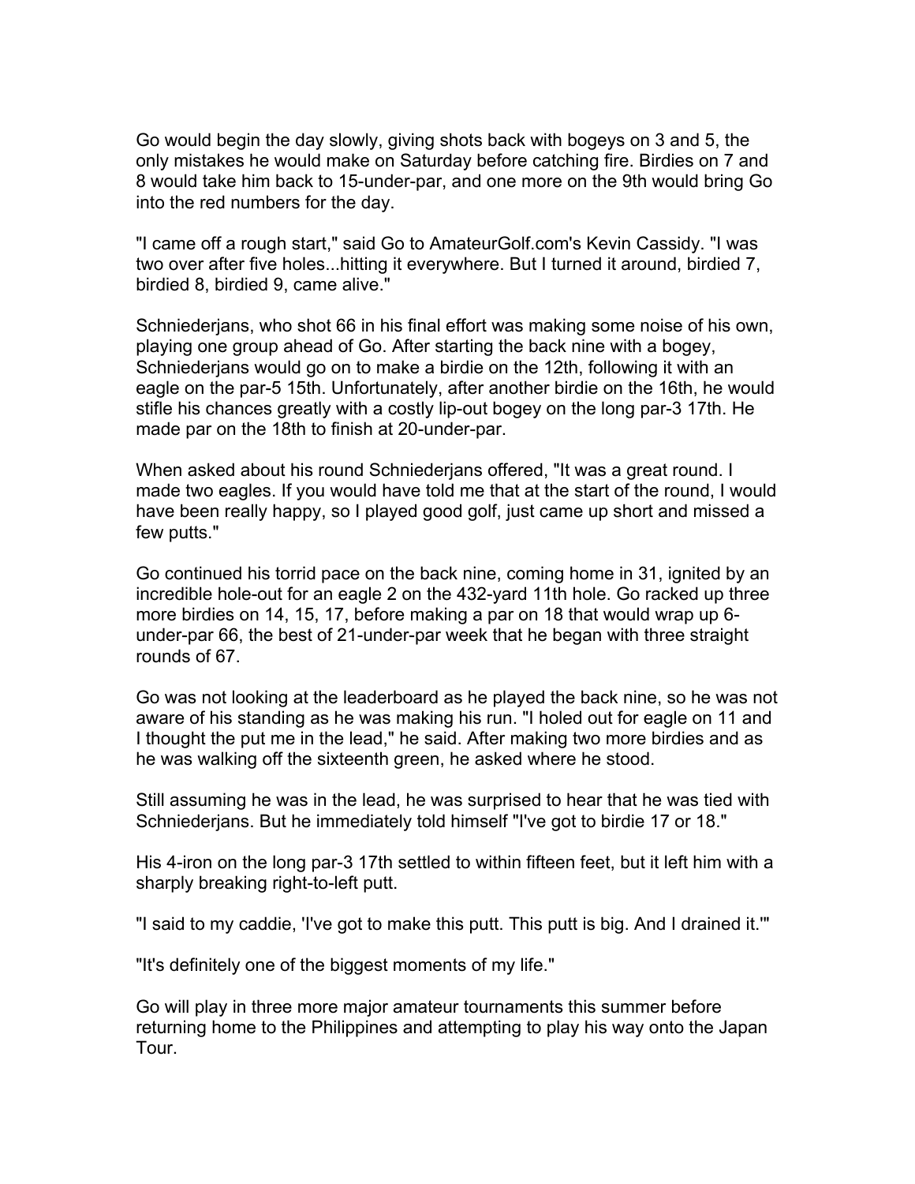Go would begin the day slowly, giving shots back with bogeys on 3 and 5, the only mistakes he would make on Saturday before catching fire. Birdies on 7 and 8 would take him back to 15-under-par, and one more on the 9th would bring Go into the red numbers for the day.

"I came off a rough start," said Go to AmateurGolf.com's Kevin Cassidy. "I was two over after five holes...hitting it everywhere. But I turned it around, birdied 7, birdied 8, birdied 9, came alive."

Schniederjans, who shot 66 in his final effort was making some noise of his own, playing one group ahead of Go. After starting the back nine with a bogey, Schniederjans would go on to make a birdie on the 12th, following it with an eagle on the par-5 15th. Unfortunately, after another birdie on the 16th, he would stifle his chances greatly with a costly lip-out bogey on the long par-3 17th. He made par on the 18th to finish at 20-under-par.

When asked about his round Schniederjans offered, "It was a great round. I made two eagles. If you would have told me that at the start of the round, I would have been really happy, so I played good golf, just came up short and missed a few putts."

Go continued his torrid pace on the back nine, coming home in 31, ignited by an incredible hole-out for an eagle 2 on the 432-yard 11th hole. Go racked up three more birdies on 14, 15, 17, before making a par on 18 that would wrap up 6-under-par 66, the best of 21-under-par week that he began with three straight rounds of 67.

Go was not looking at the leaderboard as he played the back nine, so he was not aware of his standing as he was making his run. "I holed out for eagle on 11 and I thought the put me in the lead," he said. After making two more birdies and as he was walking off the sixteenth green, he asked where he stood.

Still assuming he was in the lead, he was surprised to hear that he was tied with Schniederjans. But he immediately told himself "I've got to birdie 17 or 18."

His 4-iron on the long par-3 17th settled to within fifteen feet, but it left him with a sharply breaking right-to-left putt.

"I said to my caddie, 'I've got to make this putt. This putt is big. And I drained it.'"

"It's definitely one of the biggest moments of my life."

Go will play in three more major amateur tournaments this summer before returning home to the Philippines and attempting to play his way onto the Japan Tour.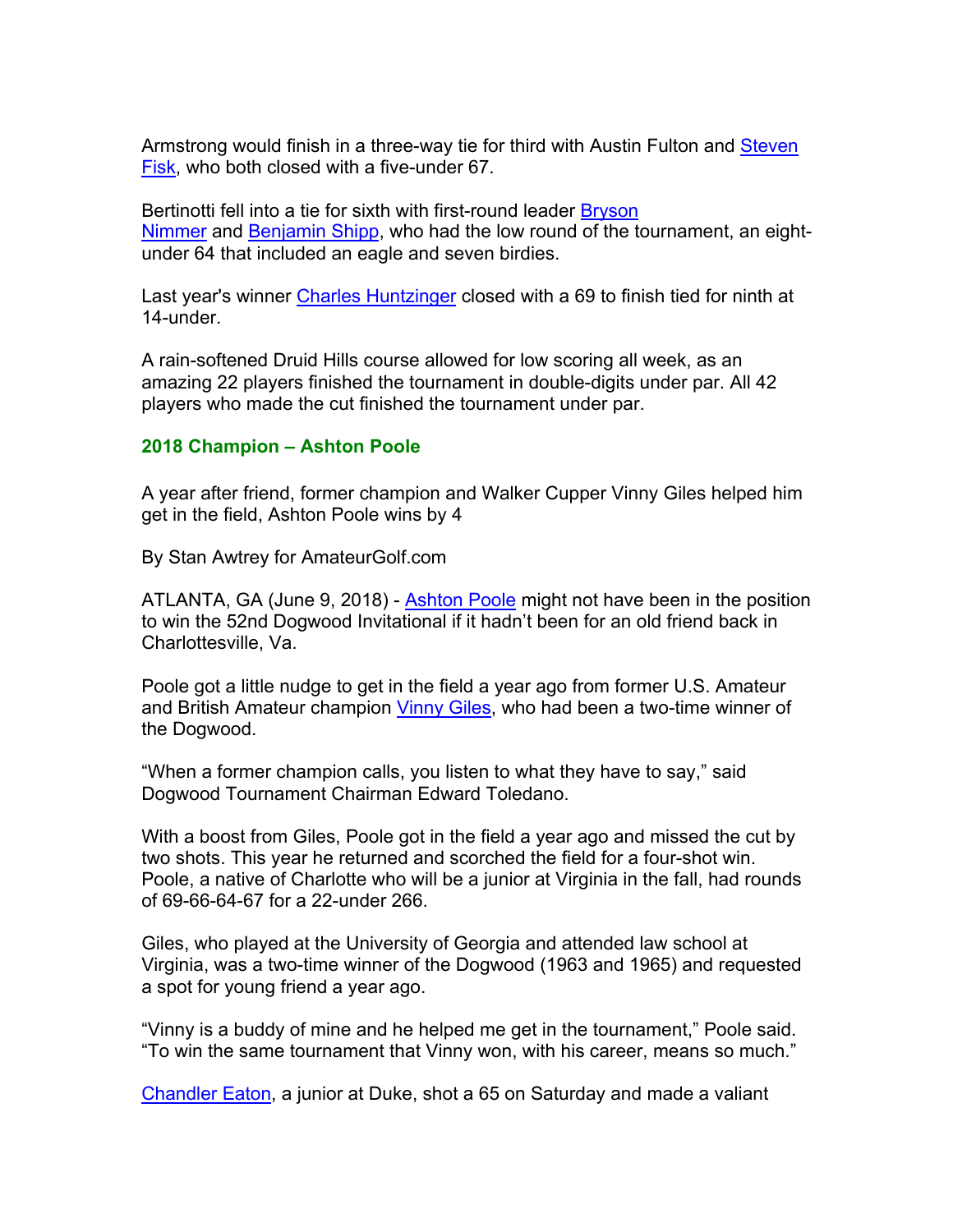Armstrong would finish in a three-way tie for third with Austin Fulton and [Steven Fisk](), who both closed with a five-under 67.

Bertinotti fell into a tie for sixth with first-round leader [Bryson Nimmer]() and [Benjamin Shipp](), who had the low round of the tournament, an eight-under 64 that included an eagle and seven birdies.

Last year's winner [Charles Huntzinger]() closed with a 69 to finish tied for ninth at 14-under.

A rain-softened Druid Hills course allowed for low scoring all week, as an amazing 22 players finished the tournament in double-digits under par. All 42 players who made the cut finished the tournament under par.

### 2018 Champion – Ashton Poole

A year after friend, former champion and Walker Cupper Vinny Giles helped him get in the field, Ashton Poole wins by 4

By Stan Awtrey for AmateurGolf.com

ATLANTA, GA (June 9, 2018) - [Ashton Poole]() might not have been in the position to win the 52nd Dogwood Invitational if it hadn't been for an old friend back in Charlottesville, Va.

Poole got a little nudge to get in the field a year ago from former U.S. Amateur and British Amateur champion [Vinny Giles](), who had been a two-time winner of the Dogwood.

"When a former champion calls, you listen to what they have to say," said Dogwood Tournament Chairman Edward Toledano.

With a boost from Giles, Poole got in the field a year ago and missed the cut by two shots. This year he returned and scorched the field for a four-shot win. Poole, a native of Charlotte who will be a junior at Virginia in the fall, had rounds of 69-66-64-67 for a 22-under 266.

Giles, who played at the University of Georgia and attended law school at Virginia, was a two-time winner of the Dogwood (1963 and 1965) and requested a spot for young friend a year ago.

"Vinny is a buddy of mine and he helped me get in the tournament," Poole said. "To win the same tournament that Vinny won, with his career, means so much."

[Chandler Eaton](), a junior at Duke, shot a 65 on Saturday and made a valiant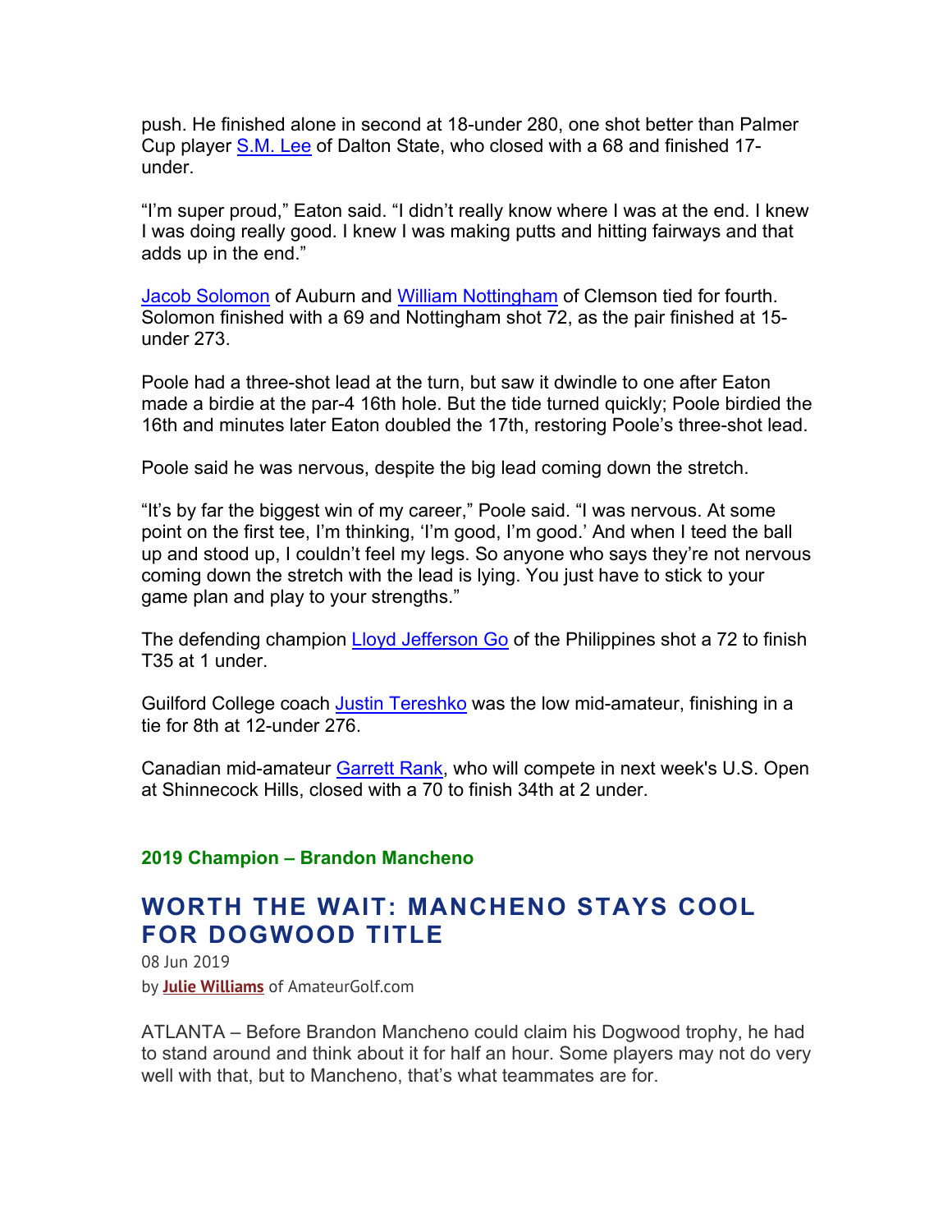push. He finished alone in second at 18-under 280, one shot better than Palmer Cup player S.M. Lee of Dalton State, who closed with a 68 and finished 17-under.

"I'm super proud," Eaton said. "I didn't really know where I was at the end. I knew I was doing really good. I knew I was making putts and hitting fairways and that adds up in the end."

Jacob Solomon of Auburn and William Nottingham of Clemson tied for fourth. Solomon finished with a 69 and Nottingham shot 72, as the pair finished at 15-under 273.

Poole had a three-shot lead at the turn, but saw it dwindle to one after Eaton made a birdie at the par-4 16th hole. But the tide turned quickly; Poole birdied the 16th and minutes later Eaton doubled the 17th, restoring Poole's three-shot lead.

Poole said he was nervous, despite the big lead coming down the stretch.

"It's by far the biggest win of my career," Poole said. "I was nervous. At some point on the first tee, I'm thinking, 'I'm good, I'm good.' And when I teed the ball up and stood up, I couldn't feel my legs. So anyone who says they're not nervous coming down the stretch with the lead is lying. You just have to stick to your game plan and play to your strengths."

The defending champion Lloyd Jefferson Go of the Philippines shot a 72 to finish T35 at 1 under.

Guilford College coach Justin Tereshko was the low mid-amateur, finishing in a tie for 8th at 12-under 276.

Canadian mid-amateur Garrett Rank, who will compete in next week's U.S. Open at Shinnecock Hills, closed with a 70 to finish 34th at 2 under.

**2019 Champion – Brandon Mancheno**

## WORTH THE WAIT: MANCHENO STAYS COOL FOR DOGWOOD TITLE

08 Jun 2019

by **Julie Williams** of AmateurGolf.com

ATLANTA – Before Brandon Mancheno could claim his Dogwood trophy, he had to stand around and think about it for half an hour. Some players may not do very well with that, but to Mancheno, that's what teammates are for.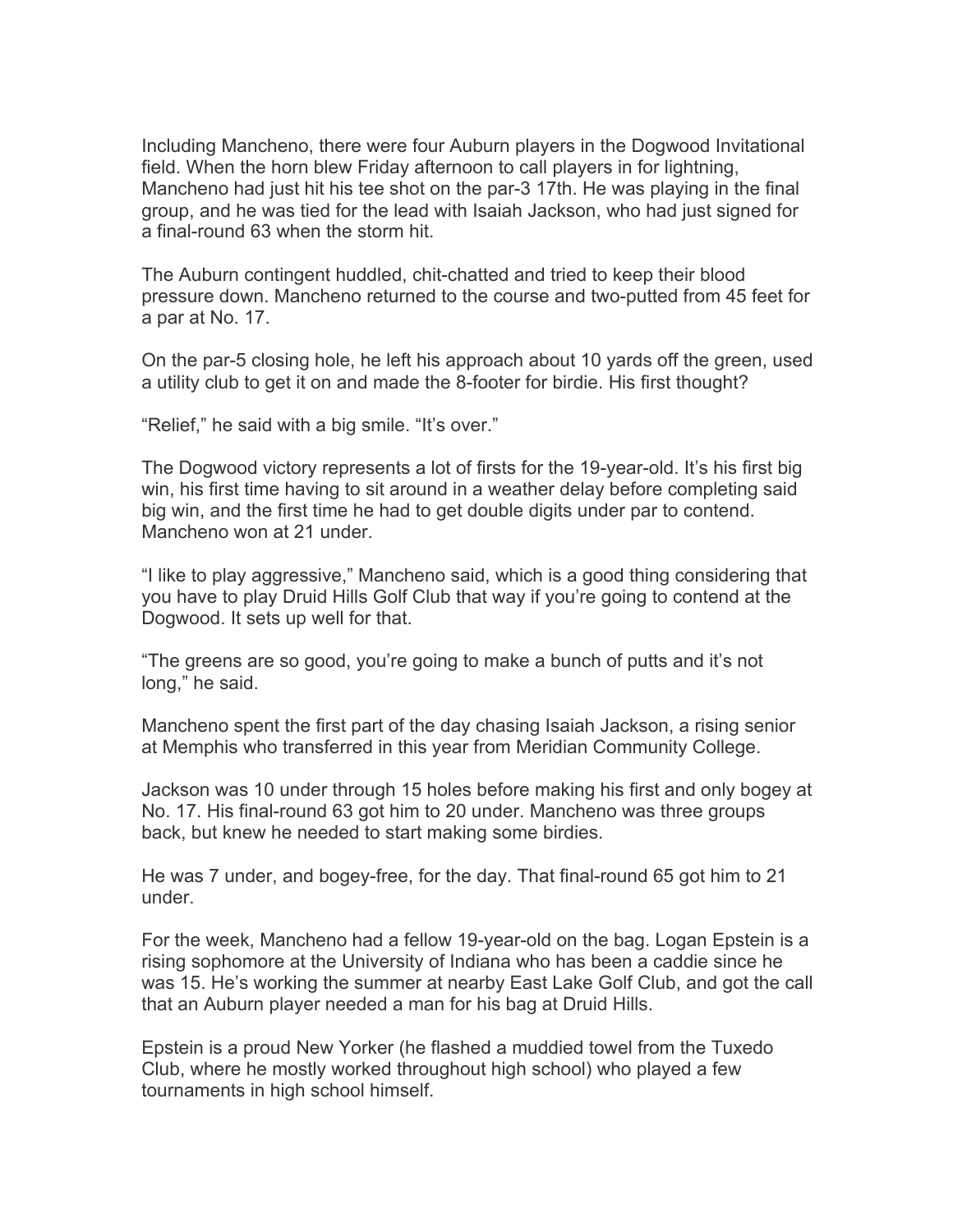Including Mancheno, there were four Auburn players in the Dogwood Invitational field. When the horn blew Friday afternoon to call players in for lightning, Mancheno had just hit his tee shot on the par-3 17th. He was playing in the final group, and he was tied for the lead with Isaiah Jackson, who had just signed for a final-round 63 when the storm hit.

The Auburn contingent huddled, chit-chatted and tried to keep their blood pressure down. Mancheno returned to the course and two-putted from 45 feet for a par at No. 17.

On the par-5 closing hole, he left his approach about 10 yards off the green, used a utility club to get it on and made the 8-footer for birdie. His first thought?

"Relief," he said with a big smile. "It's over."

The Dogwood victory represents a lot of firsts for the 19-year-old. It's his first big win, his first time having to sit around in a weather delay before completing said big win, and the first time he had to get double digits under par to contend. Mancheno won at 21 under.

"I like to play aggressive," Mancheno said, which is a good thing considering that you have to play Druid Hills Golf Club that way if you're going to contend at the Dogwood. It sets up well for that.

"The greens are so good, you're going to make a bunch of putts and it's not long," he said.

Mancheno spent the first part of the day chasing Isaiah Jackson, a rising senior at Memphis who transferred in this year from Meridian Community College.

Jackson was 10 under through 15 holes before making his first and only bogey at No. 17. His final-round 63 got him to 20 under. Mancheno was three groups back, but knew he needed to start making some birdies.

He was 7 under, and bogey-free, for the day. That final-round 65 got him to 21 under.

For the week, Mancheno had a fellow 19-year-old on the bag. Logan Epstein is a rising sophomore at the University of Indiana who has been a caddie since he was 15. He's working the summer at nearby East Lake Golf Club, and got the call that an Auburn player needed a man for his bag at Druid Hills.

Epstein is a proud New Yorker (he flashed a muddied towel from the Tuxedo Club, where he mostly worked throughout high school) who played a few tournaments in high school himself.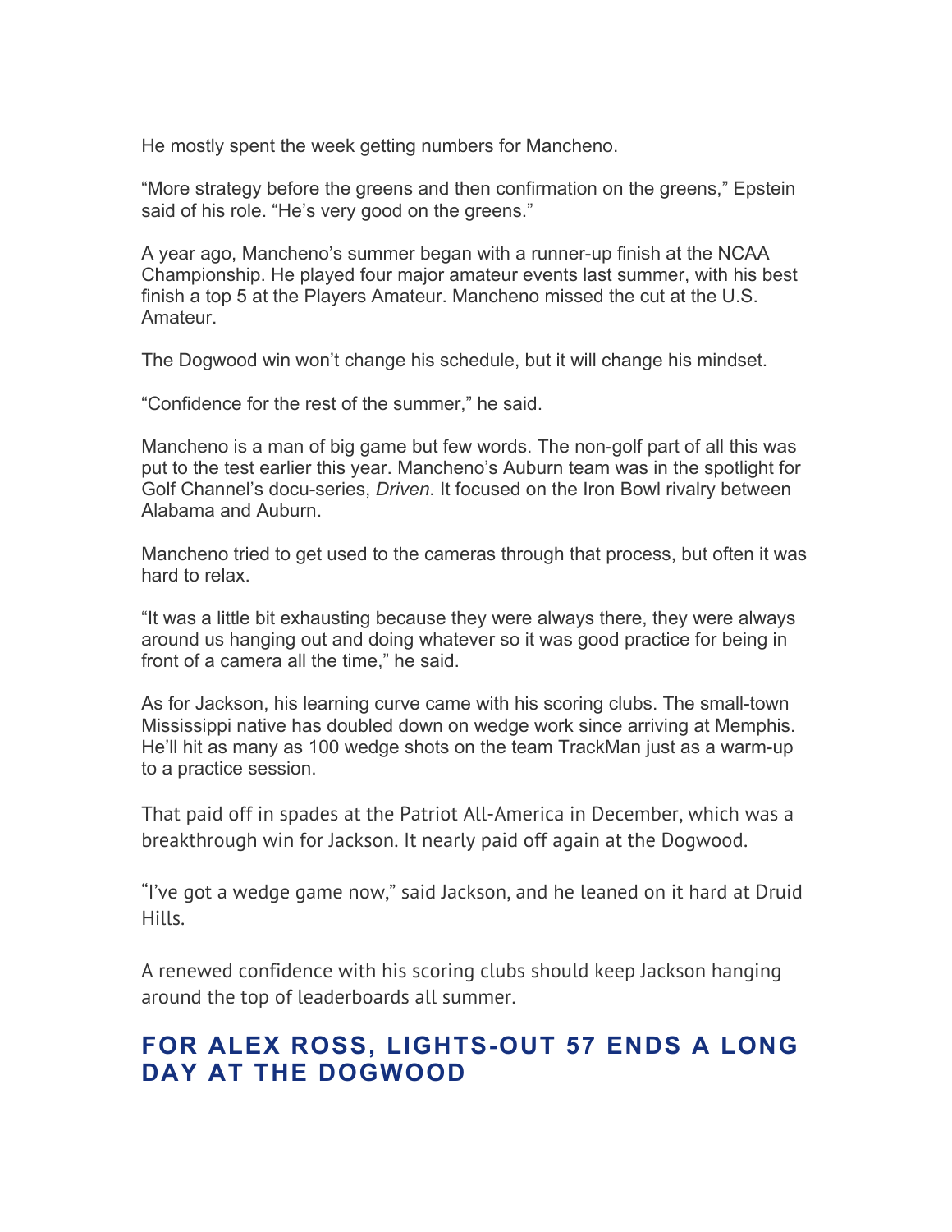He mostly spent the week getting numbers for Mancheno.

"More strategy before the greens and then confirmation on the greens," Epstein said of his role. "He's very good on the greens."

A year ago, Mancheno's summer began with a runner-up finish at the NCAA Championship. He played four major amateur events last summer, with his best finish a top 5 at the Players Amateur. Mancheno missed the cut at the U.S. Amateur.

The Dogwood win won't change his schedule, but it will change his mindset.

"Confidence for the rest of the summer," he said.

Mancheno is a man of big game but few words. The non-golf part of all this was put to the test earlier this year. Mancheno's Auburn team was in the spotlight for Golf Channel's docu-series, *Driven*. It focused on the Iron Bowl rivalry between Alabama and Auburn.

Mancheno tried to get used to the cameras through that process, but often it was hard to relax.

"It was a little bit exhausting because they were always there, they were always around us hanging out and doing whatever so it was good practice for being in front of a camera all the time," he said.

As for Jackson, his learning curve came with his scoring clubs. The small-town Mississippi native has doubled down on wedge work since arriving at Memphis. He'll hit as many as 100 wedge shots on the team TrackMan just as a warm-up to a practice session.

That paid off in spades at the Patriot All-America in December, which was a breakthrough win for Jackson. It nearly paid off again at the Dogwood.

"I've got a wedge game now," said Jackson, and he leaned on it hard at Druid Hills.

A renewed confidence with his scoring clubs should keep Jackson hanging around the top of leaderboards all summer.

## FOR ALEX ROSS, LIGHTS-OUT 57 ENDS A LONG DAY AT THE DOGWOOD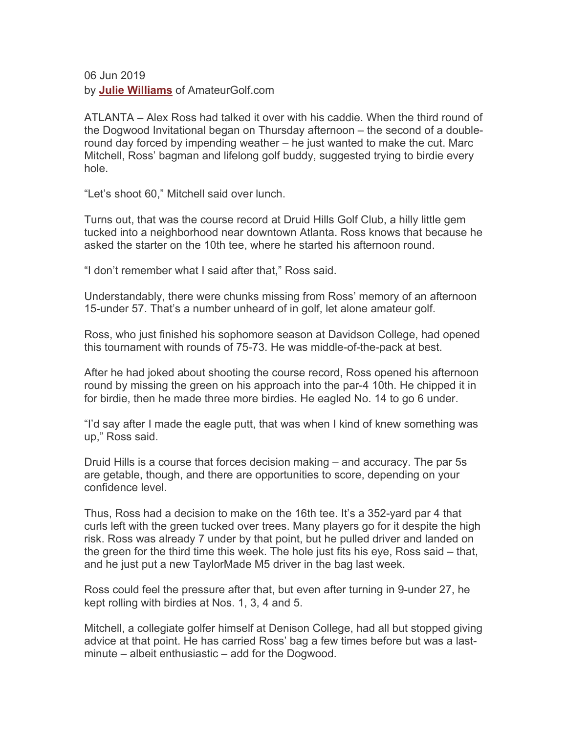06 Jun 2019
by **Julie Williams** of AmateurGolf.com

ATLANTA – Alex Ross had talked it over with his caddie. When the third round of the Dogwood Invitational began on Thursday afternoon – the second of a double-round day forced by impending weather – he just wanted to make the cut. Marc Mitchell, Ross' bagman and lifelong golf buddy, suggested trying to birdie every hole.

"Let's shoot 60," Mitchell said over lunch.

Turns out, that was the course record at Druid Hills Golf Club, a hilly little gem tucked into a neighborhood near downtown Atlanta. Ross knows that because he asked the starter on the 10th tee, where he started his afternoon round.

"I don't remember what I said after that," Ross said.

Understandably, there were chunks missing from Ross' memory of an afternoon 15-under 57. That's a number unheard of in golf, let alone amateur golf.

Ross, who just finished his sophomore season at Davidson College, had opened this tournament with rounds of 75-73. He was middle-of-the-pack at best.

After he had joked about shooting the course record, Ross opened his afternoon round by missing the green on his approach into the par-4 10th. He chipped it in for birdie, then he made three more birdies. He eagled No. 14 to go 6 under.

"I'd say after I made the eagle putt, that was when I kind of knew something was up," Ross said.

Druid Hills is a course that forces decision making – and accuracy. The par 5s are getable, though, and there are opportunities to score, depending on your confidence level.

Thus, Ross had a decision to make on the 16th tee. It's a 352-yard par 4 that curls left with the green tucked over trees. Many players go for it despite the high risk. Ross was already 7 under by that point, but he pulled driver and landed on the green for the third time this week. The hole just fits his eye, Ross said – that, and he just put a new TaylorMade M5 driver in the bag last week.

Ross could feel the pressure after that, but even after turning in 9-under 27, he kept rolling with birdies at Nos. 1, 3, 4 and 5.

Mitchell, a collegiate golfer himself at Denison College, had all but stopped giving advice at that point. He has carried Ross' bag a few times before but was a last-minute – albeit enthusiastic – add for the Dogwood.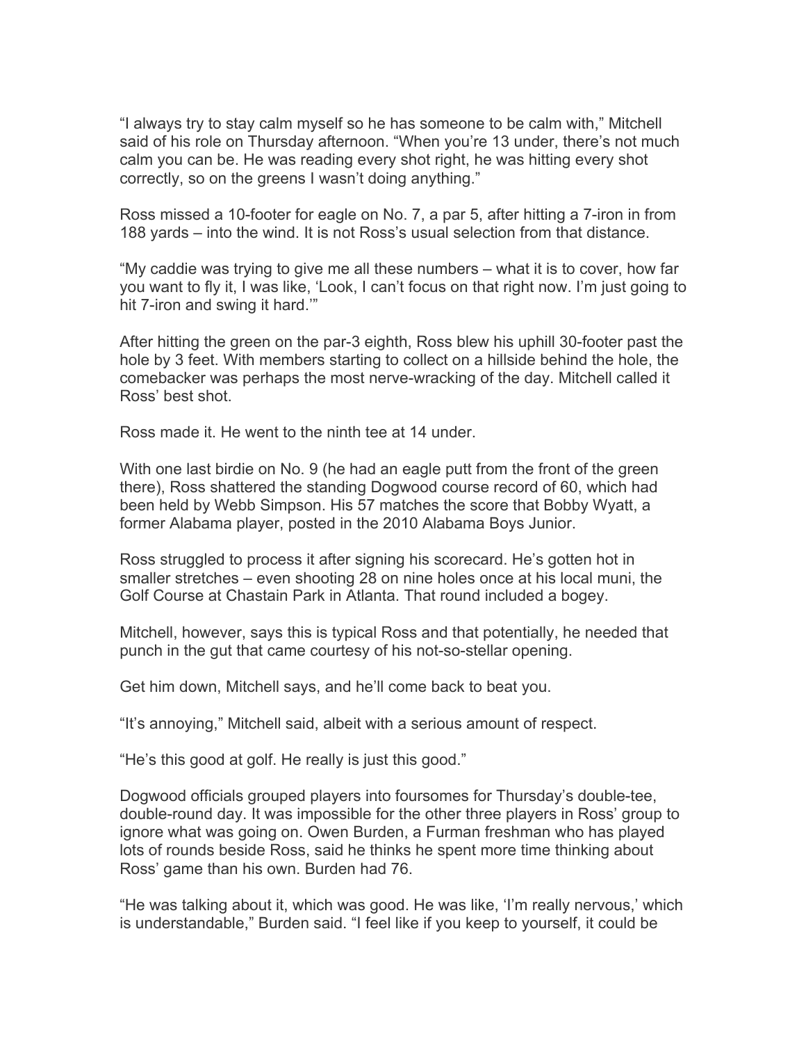"I always try to stay calm myself so he has someone to be calm with," Mitchell said of his role on Thursday afternoon. "When you're 13 under, there's not much calm you can be. He was reading every shot right, he was hitting every shot correctly, so on the greens I wasn't doing anything."

Ross missed a 10-footer for eagle on No. 7, a par 5, after hitting a 7-iron in from 188 yards – into the wind. It is not Ross's usual selection from that distance.

"My caddie was trying to give me all these numbers – what it is to cover, how far you want to fly it, I was like, 'Look, I can't focus on that right now. I'm just going to hit 7-iron and swing it hard.'"

After hitting the green on the par-3 eighth, Ross blew his uphill 30-footer past the hole by 3 feet. With members starting to collect on a hillside behind the hole, the comebacker was perhaps the most nerve-wracking of the day. Mitchell called it Ross' best shot.

Ross made it. He went to the ninth tee at 14 under.

With one last birdie on No. 9 (he had an eagle putt from the front of the green there), Ross shattered the standing Dogwood course record of 60, which had been held by Webb Simpson. His 57 matches the score that Bobby Wyatt, a former Alabama player, posted in the 2010 Alabama Boys Junior.

Ross struggled to process it after signing his scorecard. He's gotten hot in smaller stretches – even shooting 28 on nine holes once at his local muni, the Golf Course at Chastain Park in Atlanta. That round included a bogey.

Mitchell, however, says this is typical Ross and that potentially, he needed that punch in the gut that came courtesy of his not-so-stellar opening.

Get him down, Mitchell says, and he'll come back to beat you.

"It's annoying," Mitchell said, albeit with a serious amount of respect.

"He's this good at golf. He really is just this good."

Dogwood officials grouped players into foursomes for Thursday's double-tee, double-round day. It was impossible for the other three players in Ross' group to ignore what was going on. Owen Burden, a Furman freshman who has played lots of rounds beside Ross, said he thinks he spent more time thinking about Ross' game than his own. Burden had 76.

"He was talking about it, which was good. He was like, 'I'm really nervous,' which is understandable," Burden said. "I feel like if you keep to yourself, it could be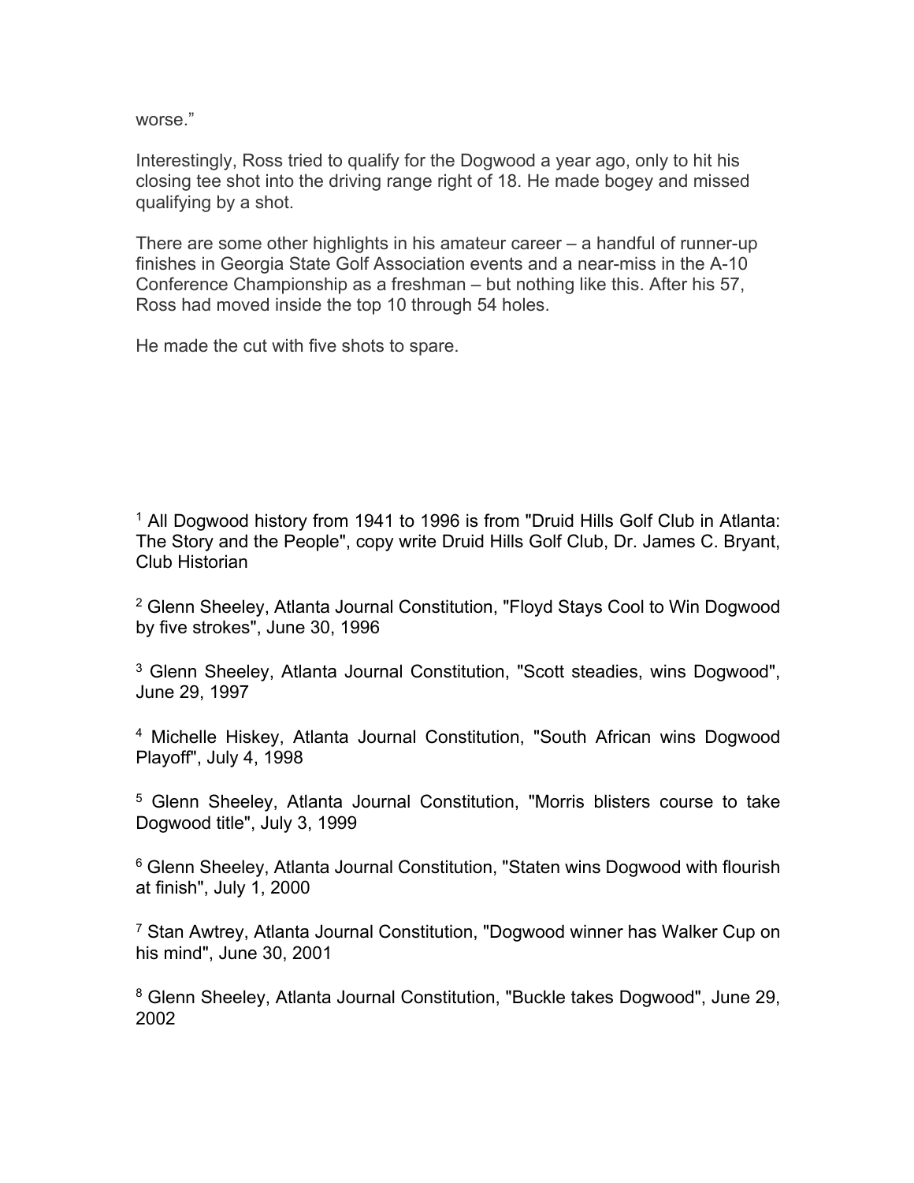worse."

Interestingly, Ross tried to qualify for the Dogwood a year ago, only to hit his closing tee shot into the driving range right of 18. He made bogey and missed qualifying by a shot.

There are some other highlights in his amateur career – a handful of runner-up finishes in Georgia State Golf Association events and a near-miss in the A-10 Conference Championship as a freshman – but nothing like this. After his 57, Ross had moved inside the top 10 through 54 holes.

He made the cut with five shots to spare.

[1] All Dogwood history from 1941 to 1996 is from "Druid Hills Golf Club in Atlanta: The Story and the People", copy write Druid Hills Golf Club, Dr. James C. Bryant, Club Historian

[2] Glenn Sheeley, Atlanta Journal Constitution, "Floyd Stays Cool to Win Dogwood by five strokes", June 30, 1996

[3] Glenn Sheeley, Atlanta Journal Constitution, "Scott steadies, wins Dogwood", June 29, 1997

[4] Michelle Hiskey, Atlanta Journal Constitution, "South African wins Dogwood Playoff", July 4, 1998

[5] Glenn Sheeley, Atlanta Journal Constitution, "Morris blisters course to take Dogwood title", July 3, 1999

[6] Glenn Sheeley, Atlanta Journal Constitution, "Staten wins Dogwood with flourish at finish", July 1, 2000

[7] Stan Awtrey, Atlanta Journal Constitution, "Dogwood winner has Walker Cup on his mind", June 30, 2001

[8] Glenn Sheeley, Atlanta Journal Constitution, "Buckle takes Dogwood", June 29, 2002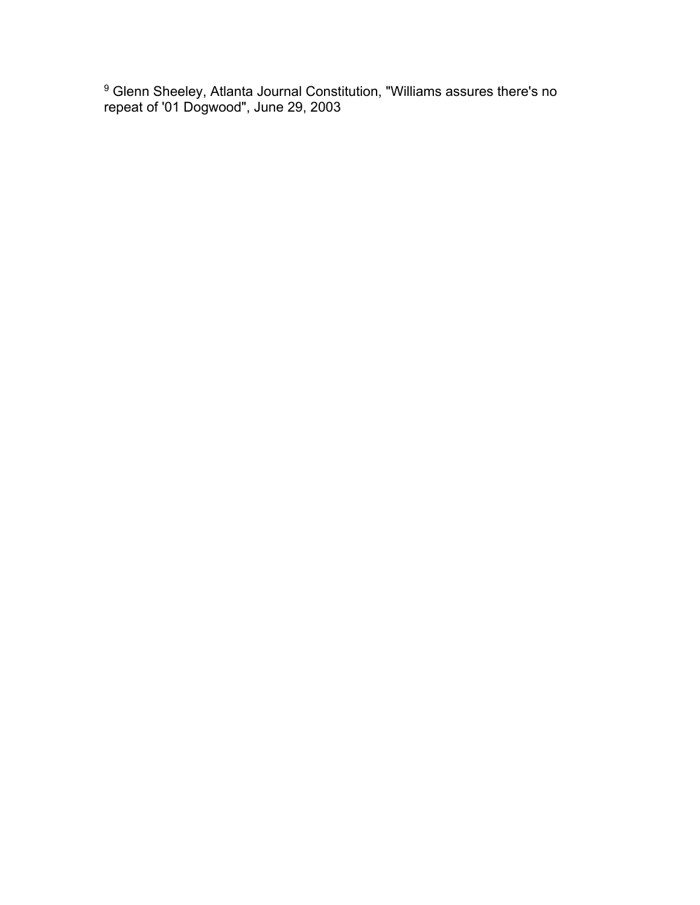[9] Glenn Sheeley, Atlanta Journal Constitution, "Williams assures there's no repeat of '01 Dogwood", June 29, 2003